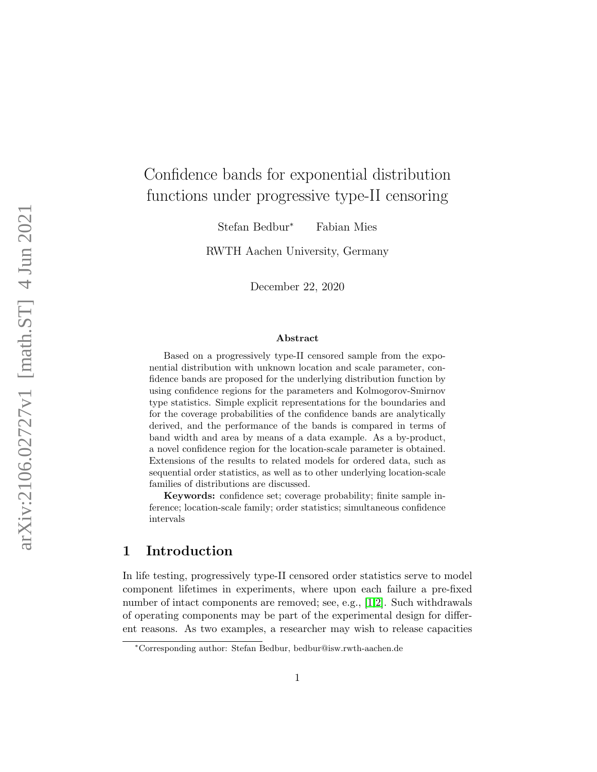# Confidence bands for exponential distribution functions under progressive type-II censoring

Stefan Bedbur[*] Fabian Mies

RWTH Aachen University, Germany

December 22, 2020

### Abstract

Based on a progressively type-II censored sample from the exponential distribution with unknown location and scale parameter, confidence bands are proposed for the underlying distribution function by using confidence regions for the parameters and Kolmogorov-Smirnov type statistics. Simple explicit representations for the boundaries and for the coverage probabilities of the confidence bands are analytically derived, and the performance of the bands is compared in terms of band width and area by means of a data example. As a by-product, a novel confidence region for the location-scale parameter is obtained. Extensions of the results to related models for ordered data, such as sequential order statistics, as well as to other underlying location-scale families of distributions are discussed.

**Keywords:** confidence set; coverage probability; finite sample inference; location-scale family; order statistics; simultaneous confidence intervals

## 1 Introduction

In life testing, progressively type-II censored order statistics serve to model component lifetimes in experiments, where upon each failure a pre-fixed number of intact components are removed; see, e.g., [1,2]. Such withdrawals of operating components may be part of the experimental design for different reasons. As two examples, a researcher may wish to release capacities

[*]Corresponding author: Stefan Bedbur, bedbur@isw.rwth-aachen.de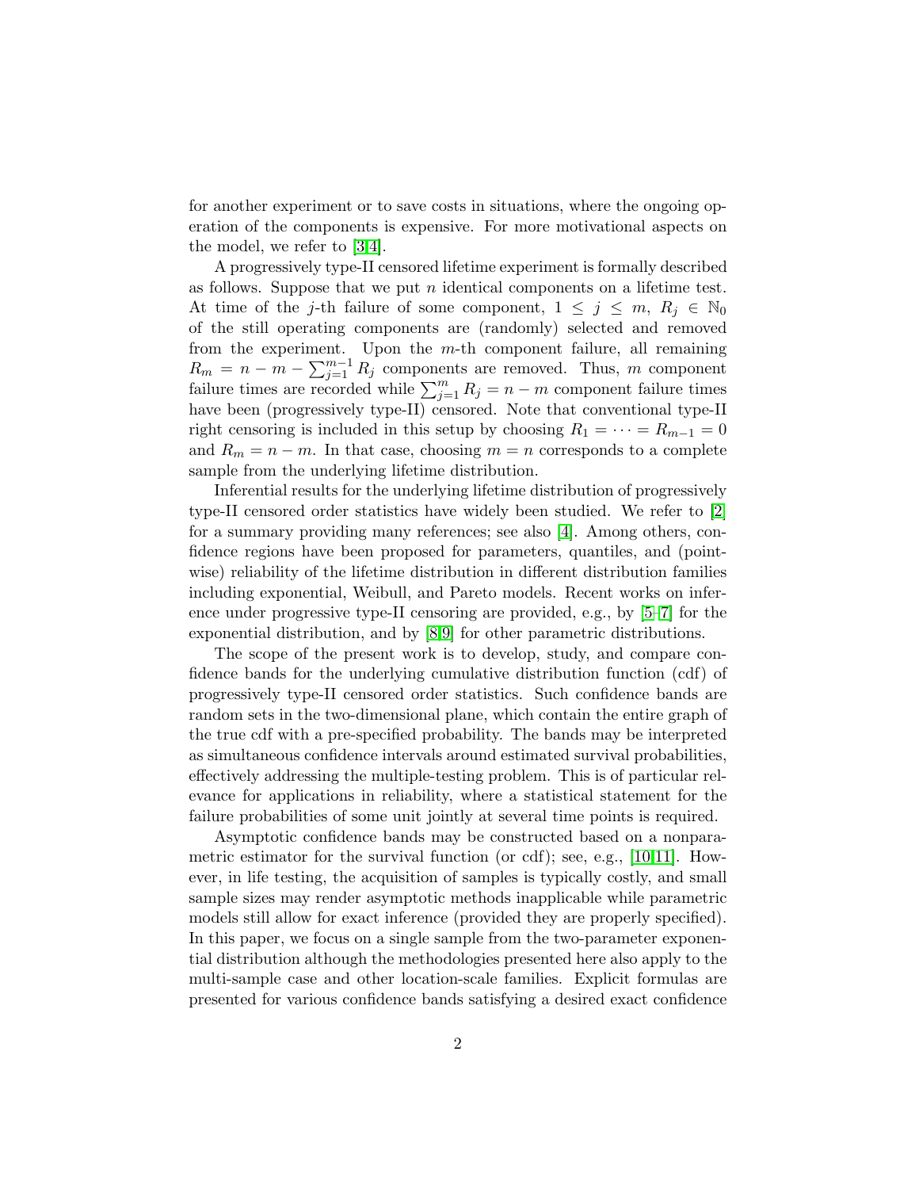for another experiment or to save costs in situations, where the ongoing operation of the components is expensive. For more motivational aspects on the model, we refer to [3,4].

A progressively type-II censored lifetime experiment is formally described as follows. Suppose that we put $n$ identical components on a lifetime test. At time of the $j$-th failure of some component, $1 \leq j \leq m$, $R_j \in \mathbb{N}_0$ of the still operating components are (randomly) selected and removed from the experiment. Upon the $m$-th component failure, all remaining $R_m = n - m - \sum_{j=1}^{m-1} R_j$ components are removed. Thus, $m$ component failure times are recorded while $\sum_{j=1}^{m} R_j = n - m$ component failure times have been (progressively type-II) censored. Note that conventional type-II right censoring is included in this setup by choosing $R_1 = \cdots = R_{m-1} = 0$ and $R_m = n - m$. In that case, choosing $m = n$ corresponds to a complete sample from the underlying lifetime distribution.

Inferential results for the underlying lifetime distribution of progressively type-II censored order statistics have widely been studied. We refer to [2] for a summary providing many references; see also [4]. Among others, confidence regions have been proposed for parameters, quantiles, and (pointwise) reliability of the lifetime distribution in different distribution families including exponential, Weibull, and Pareto models. Recent works on inference under progressive type-II censoring are provided, e.g., by [5–7] for the exponential distribution, and by [8,9] for other parametric distributions.

The scope of the present work is to develop, study, and compare confidence bands for the underlying cumulative distribution function (cdf) of progressively type-II censored order statistics. Such confidence bands are random sets in the two-dimensional plane, which contain the entire graph of the true cdf with a pre-specified probability. The bands may be interpreted as simultaneous confidence intervals around estimated survival probabilities, effectively addressing the multiple-testing problem. This is of particular relevance for applications in reliability, where a statistical statement for the failure probabilities of some unit jointly at several time points is required.

Asymptotic confidence bands may be constructed based on a nonparametric estimator for the survival function (or cdf); see, e.g., [10,11]. However, in life testing, the acquisition of samples is typically costly, and small sample sizes may render asymptotic methods inapplicable while parametric models still allow for exact inference (provided they are properly specified). In this paper, we focus on a single sample from the two-parameter exponential distribution although the methodologies presented here also apply to the multi-sample case and other location-scale families. Explicit formulas are presented for various confidence bands satisfying a desired exact confidence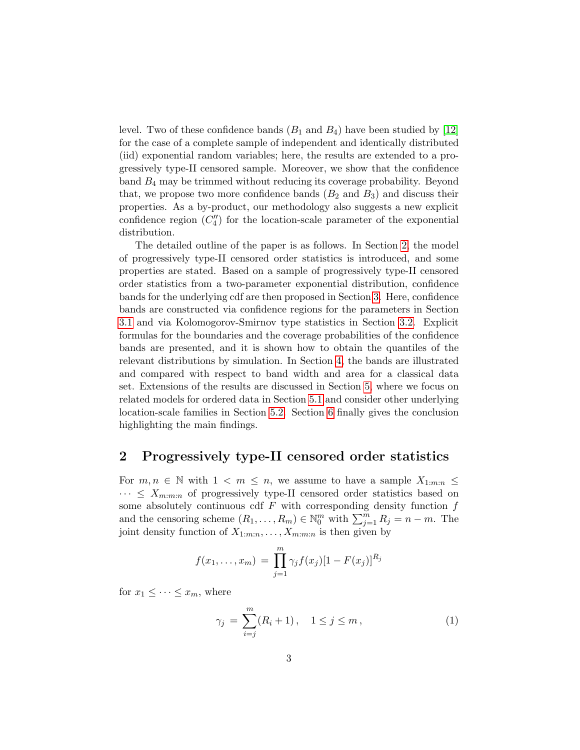level. Two of these confidence bands ($B_1$ and $B_4$) have been studied by [12] for the case of a complete sample of independent and identically distributed (iid) exponential random variables; here, the results are extended to a progressively type-II censored sample. Moreover, we show that the confidence band $B_4$ may be trimmed without reducing its coverage probability. Beyond that, we propose two more confidence bands ($B_2$ and $B_3$) and discuss their properties. As a by-product, our methodology also suggests a new explicit confidence region ($C_4''$) for the location-scale parameter of the exponential distribution.

The detailed outline of the paper is as follows. In Section 2, the model of progressively type-II censored order statistics is introduced, and some properties are stated. Based on a sample of progressively type-II censored order statistics from a two-parameter exponential distribution, confidence bands for the underlying cdf are then proposed in Section 3. Here, confidence bands are constructed via confidence regions for the parameters in Section 3.1 and via Kolomogorov-Smirnov type statistics in Section 3.2. Explicit formulas for the boundaries and the coverage probabilities of the confidence bands are presented, and it is shown how to obtain the quantiles of the relevant distributions by simulation. In Section 4, the bands are illustrated and compared with respect to band width and area for a classical data set. Extensions of the results are discussed in Section 5, where we focus on related models for ordered data in Section 5.1 and consider other underlying location-scale families in Section 5.2. Section 6 finally gives the conclusion highlighting the main findings.

## 2 Progressively type-II censored order statistics

For $m, n \in \mathbb{N}$ with $1 < m \leq n$, we assume to have a sample $X_{1:m:n} \leq \cdots \leq X_{m:m:n}$ of progressively type-II censored order statistics based on some absolutely continuous cdf $F$ with corresponding density function $f$ and the censoring scheme $(R_1, \ldots, R_m) \in \mathbb{N}_0^m$ with $\sum_{j=1}^m R_j = n - m$. The joint density function of $X_{1:m:n}, \ldots, X_{m:m:n}$ is then given by

$$f(x_1, \ldots, x_m) = \prod_{j=1}^{m} \gamma_j f(x_j)[1 - F(x_j)]^{R_j}$$

for $x_1 \leq \cdots \leq x_m$, where

$$\gamma_j = \sum_{i=j}^{m} (R_i + 1), \quad 1 \leq j \leq m, \tag{1}$$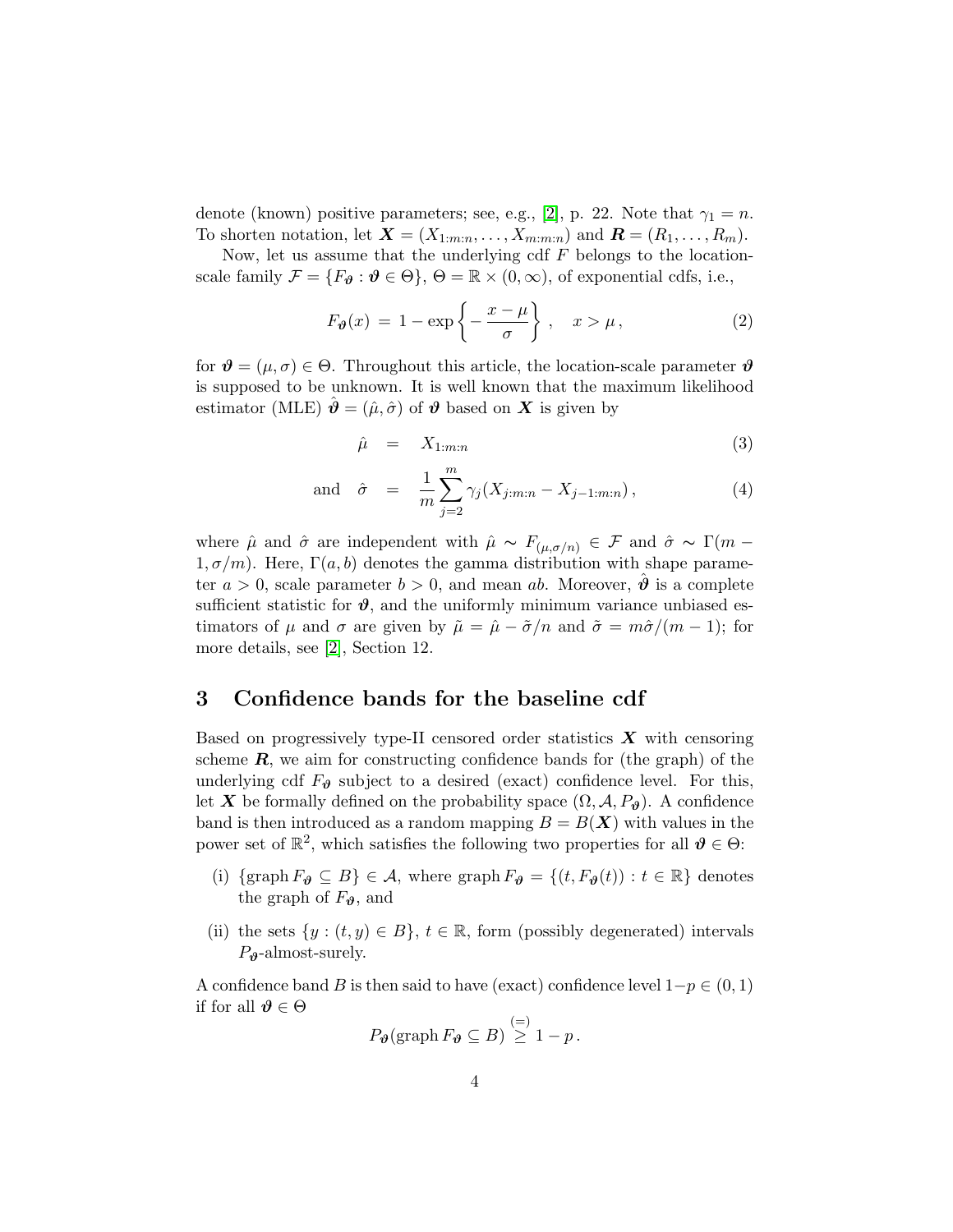denote (known) positive parameters; see, e.g., [2], p. 22. Note that $\gamma_1 = n$. To shorten notation, let $\boldsymbol{X} = (X_{1:m:n}, \dots, X_{m:m:n})$ and $\boldsymbol{R} = (R_1, \dots, R_m)$.

Now, let us assume that the underlying cdf $F$ belongs to the location-scale family $\mathcal{F} = \{F_{\boldsymbol{\vartheta}} : \boldsymbol{\vartheta} \in \Theta\}$, $\Theta = \mathbb{R} \times (0, \infty)$, of exponential cdfs, i.e.,

$$F_{\boldsymbol{\vartheta}}(x) \,=\, 1 - \exp\left\{-\,\frac{x-\mu}{\sigma}\right\}\,, \quad x > \mu\,, \tag{2}$$

for $\boldsymbol{\vartheta} = (\mu, \sigma) \in \Theta$. Throughout this article, the location-scale parameter $\boldsymbol{\vartheta}$ is supposed to be unknown. It is well known that the maximum likelihood estimator (MLE) $\hat{\boldsymbol{\vartheta}} = (\hat{\mu}, \hat{\sigma})$ of $\boldsymbol{\vartheta}$ based on $\boldsymbol{X}$ is given by

$$\hat{\mu} \quad = \quad X_{1:m:n} \tag{3}$$

$$\text{and} \quad \hat{\sigma} \quad = \quad \frac{1}{m}\sum_{j=2}^{m} \gamma_j (X_{j:m:n} - X_{j-1:m:n})\,, \tag{4}$$

where $\hat{\mu}$ and $\hat{\sigma}$ are independent with $\hat{\mu} \sim F_{(\mu,\sigma/n)} \in \mathcal{F}$ and $\hat{\sigma} \sim \Gamma(m-1, \sigma/m)$. Here, $\Gamma(a, b)$ denotes the gamma distribution with shape parameter $a > 0$, scale parameter $b > 0$, and mean $ab$. Moreover, $\hat{\boldsymbol{\vartheta}}$ is a complete sufficient statistic for $\boldsymbol{\vartheta}$, and the uniformly minimum variance unbiased estimators of $\mu$ and $\sigma$ are given by $\tilde{\mu} = \hat{\mu} - \tilde{\sigma}/n$ and $\tilde{\sigma} = m\hat{\sigma}/(m-1)$; for more details, see [2], Section 12.

## 3 Confidence bands for the baseline cdf

Based on progressively type-II censored order statistics $\boldsymbol{X}$ with censoring scheme $\boldsymbol{R}$, we aim for constructing confidence bands for (the graph) of the underlying cdf $F_{\boldsymbol{\vartheta}}$ subject to a desired (exact) confidence level. For this, let $\boldsymbol{X}$ be formally defined on the probability space $(\Omega, \mathcal{A}, P_{\boldsymbol{\vartheta}})$. A confidence band is then introduced as a random mapping $B = B(\boldsymbol{X})$ with values in the power set of $\mathbb{R}^2$, which satisfies the following two properties for all $\boldsymbol{\vartheta} \in \Theta$:

- (i) $\{\operatorname{graph} F_{\boldsymbol{\vartheta}} \subseteq B\} \in \mathcal{A}$, where $\operatorname{graph} F_{\boldsymbol{\vartheta}} = \{(t, F_{\boldsymbol{\vartheta}}(t)) : t \in \mathbb{R}\}$ denotes the graph of $F_{\boldsymbol{\vartheta}}$, and
- (ii) the sets $\{y : (t, y) \in B\}$, $t \in \mathbb{R}$, form (possibly degenerated) intervals $P_{\boldsymbol{\vartheta}}$-almost-surely.

A confidence band $B$ is then said to have (exact) confidence level $1-p \in (0,1)$ if for all $\boldsymbol{\vartheta} \in \Theta$

$$P_{\boldsymbol{\vartheta}}(\operatorname{graph} F_{\boldsymbol{\vartheta}} \subseteq B) \overset{(=)}{\geq} 1 - p\,.$$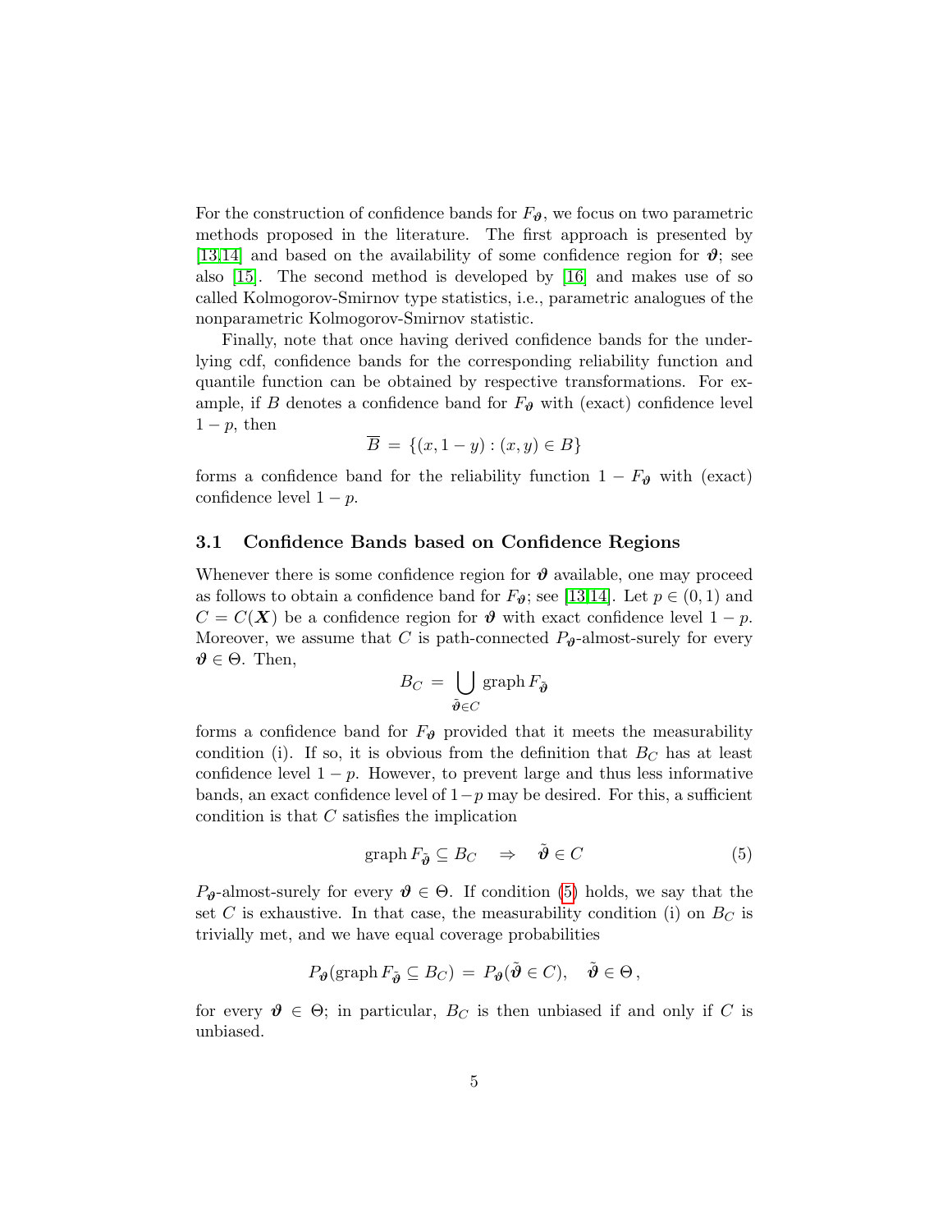For the construction of confidence bands for $F_{\boldsymbol{\vartheta}}$, we focus on two parametric methods proposed in the literature. The first approach is presented by [13,14] and based on the availability of some confidence region for $\boldsymbol{\vartheta}$; see also [15]. The second method is developed by [16] and makes use of so called Kolmogorov-Smirnov type statistics, i.e., parametric analogues of the nonparametric Kolmogorov-Smirnov statistic.

Finally, note that once having derived confidence bands for the underlying cdf, confidence bands for the corresponding reliability function and quantile function can be obtained by respective transformations. For example, if $B$ denotes a confidence band for $F_{\boldsymbol{\vartheta}}$ with (exact) confidence level $1-p$, then

$$\overline{B} \;=\; \{(x, 1-y) : (x,y) \in B\}$$

forms a confidence band for the reliability function $1 - F_{\boldsymbol{\vartheta}}$ with (exact) confidence level $1-p$.

### 3.1 Confidence Bands based on Confidence Regions

Whenever there is some confidence region for $\boldsymbol{\vartheta}$ available, one may proceed as follows to obtain a confidence band for $F_{\boldsymbol{\vartheta}}$; see [13,14]. Let $p \in (0,1)$ and $C = C(\boldsymbol{X})$ be a confidence region for $\boldsymbol{\vartheta}$ with exact confidence level $1-p$. Moreover, we assume that $C$ is path-connected $P_{\boldsymbol{\vartheta}}$-almost-surely for every $\boldsymbol{\vartheta} \in \Theta$. Then,

$$B_C \;=\; \bigcup_{\tilde{\boldsymbol{\vartheta}} \in C} \operatorname{graph} F_{\tilde{\boldsymbol{\vartheta}}}$$

forms a confidence band for $F_{\boldsymbol{\vartheta}}$ provided that it meets the measurability condition (i). If so, it is obvious from the definition that $B_C$ has at least confidence level $1-p$. However, to prevent large and thus less informative bands, an exact confidence level of $1-p$ may be desired. For this, a sufficient condition is that $C$ satisfies the implication

$$\operatorname{graph} F_{\tilde{\boldsymbol{\vartheta}}} \subseteq B_C \quad \Rightarrow \quad \tilde{\boldsymbol{\vartheta}} \in C \tag{5}$$

$P_{\boldsymbol{\vartheta}}$-almost-surely for every $\boldsymbol{\vartheta} \in \Theta$. If condition (5) holds, we say that the set $C$ is exhaustive. In that case, the measurability condition (i) on $B_C$ is trivially met, and we have equal coverage probabilities

$$P_{\boldsymbol{\vartheta}}(\operatorname{graph} F_{\tilde{\boldsymbol{\vartheta}}} \subseteq B_C) \;=\; P_{\boldsymbol{\vartheta}}(\tilde{\boldsymbol{\vartheta}} \in C), \quad \tilde{\boldsymbol{\vartheta}} \in \Theta\,,$$

for every $\boldsymbol{\vartheta} \in \Theta$; in particular, $B_C$ is then unbiased if and only if $C$ is unbiased.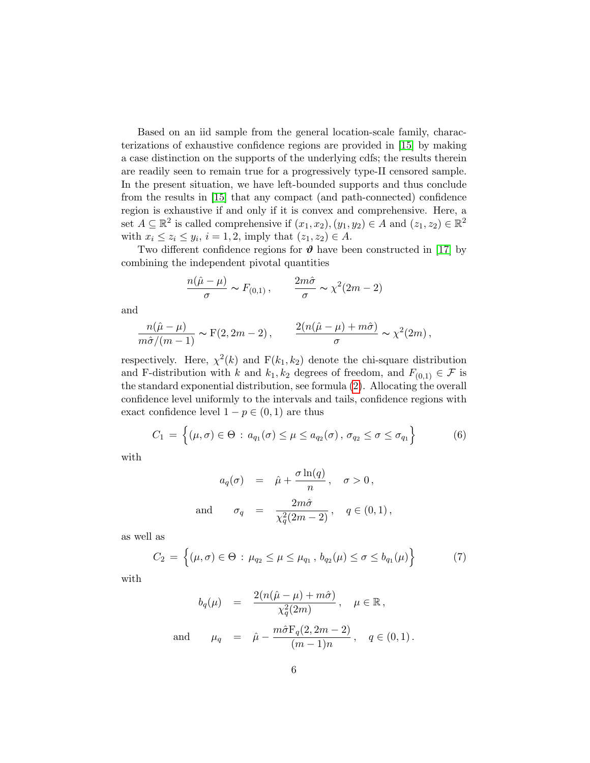Based on an iid sample from the general location-scale family, characterizations of exhaustive confidence regions are provided in [15] by making a case distinction on the supports of the underlying cdfs; the results therein are readily seen to remain true for a progressively type-II censored sample. In the present situation, we have left-bounded supports and thus conclude from the results in [15] that any compact (and path-connected) confidence region is exhaustive if and only if it is convex and comprehensive. Here, a set $A \subseteq \mathbb{R}^2$ is called comprehensive if $(x_1, x_2), (y_1, y_2) \in A$ and $(z_1, z_2) \in \mathbb{R}^2$ with $x_i \leq z_i \leq y_i$, $i = 1, 2$, imply that $(z_1, z_2) \in A$.

Two different confidence regions for $\boldsymbol{\vartheta}$ have been constructed in [17] by combining the independent pivotal quantities

$$\frac{n(\hat{\mu} - \mu)}{\sigma} \sim F_{(0,1)}\,, \qquad \frac{2m\hat{\sigma}}{\sigma} \sim \chi^2(2m-2)$$

and

$$\frac{n(\hat{\mu} - \mu)}{m\hat{\sigma}/(m-1)} \sim \mathrm{F}(2, 2m-2)\,, \qquad \frac{2(n(\hat{\mu} - \mu) + m\hat{\sigma})}{\sigma} \sim \chi^2(2m)\,,$$

respectively. Here, $\chi^2(k)$ and $\mathrm{F}(k_1, k_2)$ denote the chi-square distribution and F-distribution with $k$ and $k_1, k_2$ degrees of freedom, and $F_{(0,1)} \in \mathcal{F}$ is the standard exponential distribution, see formula (2). Allocating the overall confidence level uniformly to the intervals and tails, confidence regions with exact confidence level $1 - p \in (0, 1)$ are thus

$$C_1 \;=\; \Big\{(\mu, \sigma) \in \Theta \,:\, a_{q_1}(\sigma) \leq \mu \leq a_{q_2}(\sigma)\,,\, \sigma_{q_2} \leq \sigma \leq \sigma_{q_1}\Big\} \tag{6}$$

with

$$a_q(\sigma) \;=\; \hat{\mu} + \frac{\sigma \ln(q)}{n}\,, \quad \sigma > 0\,,$$

$$\text{and} \qquad \sigma_q \;=\; \frac{2m\hat{\sigma}}{\chi^2_q(2m-2)}\,, \quad q \in (0, 1)\,,$$

as well as

$$C_2 \;=\; \Big\{(\mu, \sigma) \in \Theta \,:\, \mu_{q_2} \leq \mu \leq \mu_{q_1}\,,\, b_{q_2}(\mu) \leq \sigma \leq b_{q_1}(\mu)\Big\} \tag{7}$$

with

$$b_q(\mu) \;=\; \frac{2(n(\hat{\mu} - \mu) + m\hat{\sigma})}{\chi^2_q(2m)}\,, \quad \mu \in \mathbb{R}\,,$$

$$\text{and} \qquad \mu_q \;=\; \hat{\mu} - \frac{m\hat{\sigma}\mathrm{F}_q(2, 2m-2)}{(m-1)n}\,, \quad q \in (0, 1)\,.$$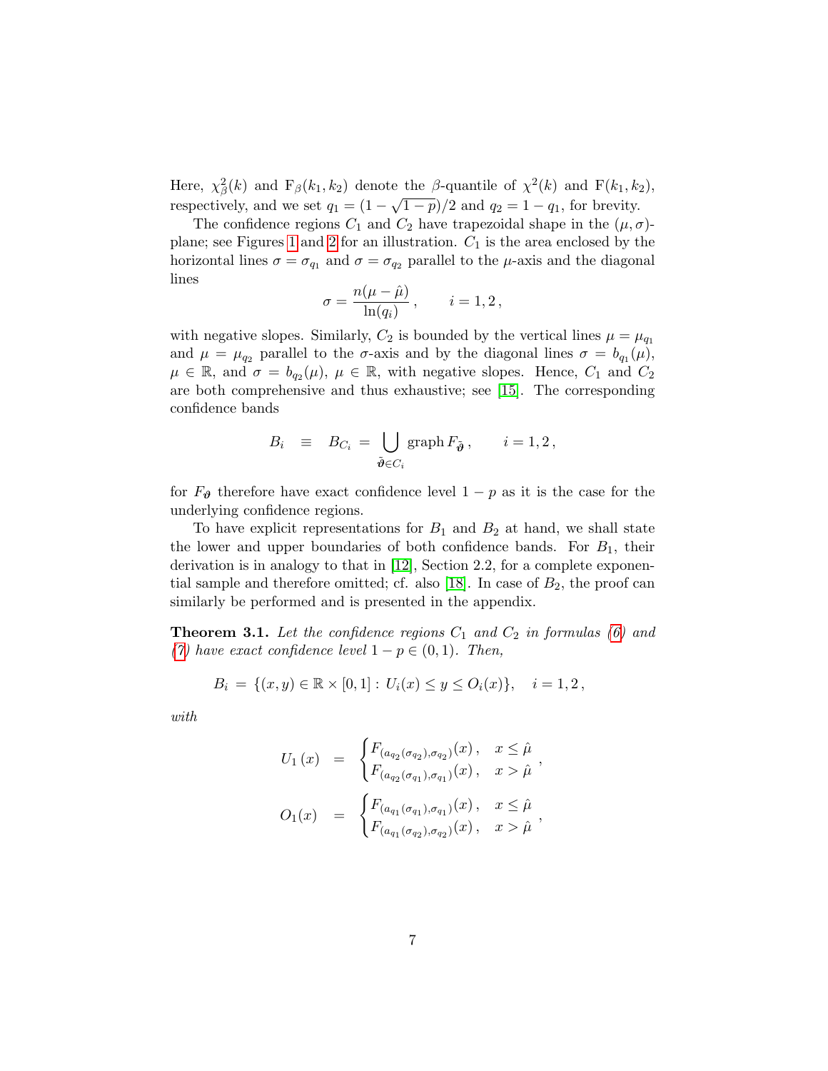Here, $\chi^2_\beta(k)$ and $\mathrm{F}_\beta(k_1, k_2)$ denote the $\beta$-quantile of $\chi^2(k)$ and $\mathrm{F}(k_1, k_2)$, respectively, and we set $q_1 = (1 - \sqrt{1-p})/2$ and $q_2 = 1 - q_1$, for brevity.

The confidence regions $C_1$ and $C_2$ have trapezoidal shape in the $(\mu, \sigma)$-plane; see Figures 1 and 2 for an illustration. $C_1$ is the area enclosed by the horizontal lines $\sigma = \sigma_{q_1}$ and $\sigma = \sigma_{q_2}$ parallel to the $\mu$-axis and the diagonal lines

$$\sigma = \frac{n(\mu - \hat{\mu})}{\ln(q_i)}, \qquad i = 1, 2,$$

with negative slopes. Similarly, $C_2$ is bounded by the vertical lines $\mu = \mu_{q_1}$ and $\mu = \mu_{q_2}$ parallel to the $\sigma$-axis and by the diagonal lines $\sigma = b_{q_1}(\mu)$, $\mu \in \mathbb{R}$, and $\sigma = b_{q_2}(\mu)$, $\mu \in \mathbb{R}$, with negative slopes. Hence, $C_1$ and $C_2$ are both comprehensive and thus exhaustive; see [15]. The corresponding confidence bands

$$B_i \quad \equiv \quad B_{C_i} = \bigcup_{\tilde{\boldsymbol{\vartheta}} \in C_i} \operatorname{graph} F_{\tilde{\boldsymbol{\vartheta}}}, \qquad i = 1, 2,$$

for $F_{\boldsymbol{\vartheta}}$ therefore have exact confidence level $1 - p$ as it is the case for the underlying confidence regions.

To have explicit representations for $B_1$ and $B_2$ at hand, we shall state the lower and upper boundaries of both confidence bands. For $B_1$, their derivation is in analogy to that in [12], Section 2.2, for a complete exponential sample and therefore omitted; cf. also [18]. In case of $B_2$, the proof can similarly be performed and is presented in the appendix.

**Theorem 3.1.** *Let the confidence regions $C_1$ and $C_2$ in formulas (6) and (7) have exact confidence level $1 - p \in (0, 1)$. Then,*

$$B_i = \{(x, y) \in \mathbb{R} \times [0, 1] : U_i(x) \le y \le O_i(x)\}, \quad i = 1, 2,$$

*with*

$$U_1(x) = \begin{cases} F_{(a_{q_2}(\sigma_{q_2}), \sigma_{q_2})}(x), & x \le \hat{\mu} \\ F_{(a_{q_2}(\sigma_{q_1}), \sigma_{q_1})}(x), & x > \hat{\mu} \end{cases},$$

$$O_1(x) = \begin{cases} F_{(a_{q_1}(\sigma_{q_1}), \sigma_{q_1})}(x), & x \le \hat{\mu} \\ F_{(a_{q_1}(\sigma_{q_2}), \sigma_{q_2})}(x), & x > \hat{\mu} \end{cases},$$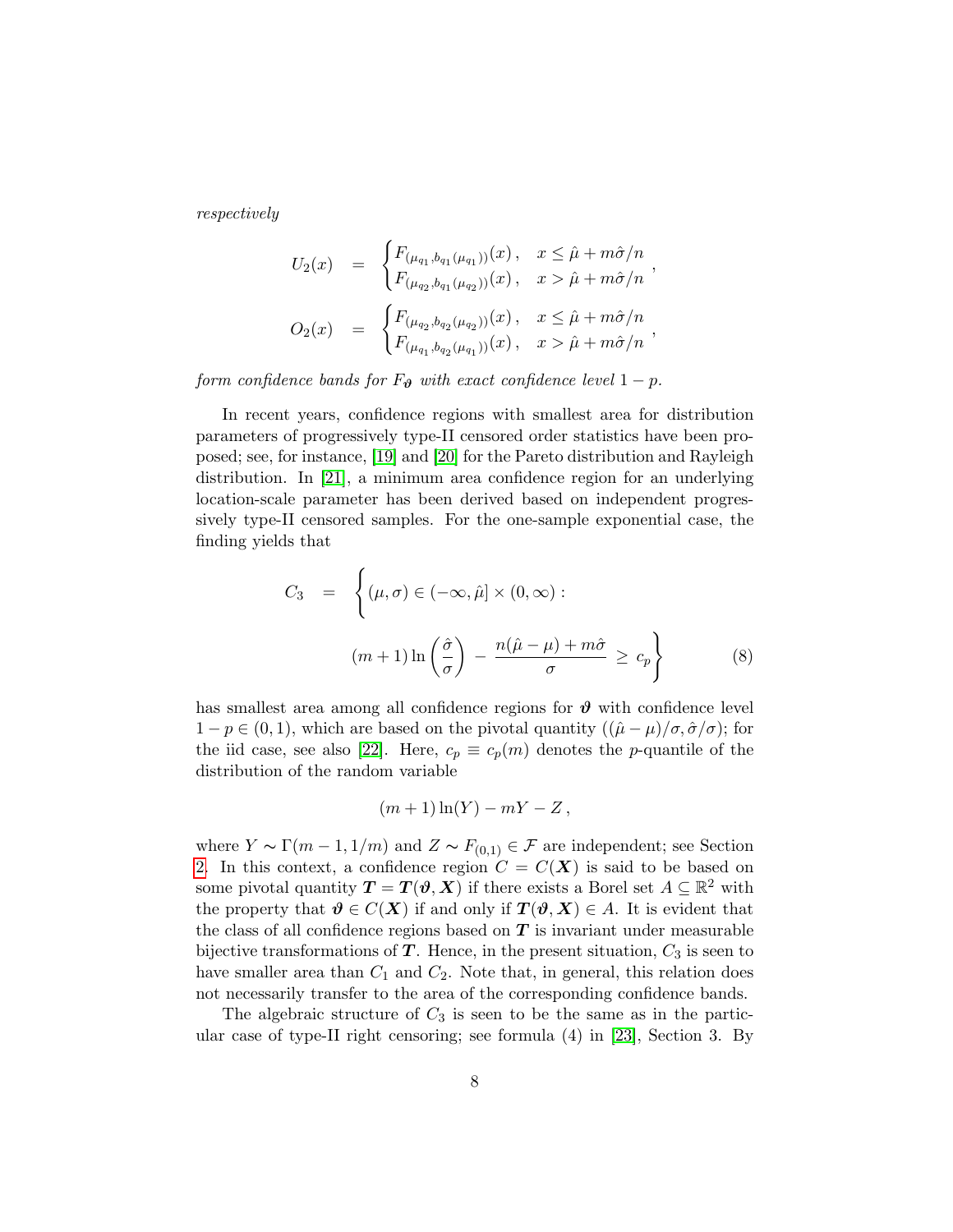*respectively*

$$
U_2(x) \;=\; \begin{cases} F_{(\mu_{q_1}, b_{q_1}(\mu_{q_1}))}(x)\,, & x \le \hat{\mu} + m\hat{\sigma}/n \\ F_{(\mu_{q_2}, b_{q_1}(\mu_{q_2}))}(x)\,, & x > \hat{\mu} + m\hat{\sigma}/n \end{cases},
$$

$$
O_2(x) \;=\; \begin{cases} F_{(\mu_{q_2}, b_{q_2}(\mu_{q_2}))}(x)\,, & x \le \hat{\mu} + m\hat{\sigma}/n \\ F_{(\mu_{q_1}, b_{q_2}(\mu_{q_1}))}(x)\,, & x > \hat{\mu} + m\hat{\sigma}/n \end{cases},
$$

*form confidence bands for $F_{\boldsymbol{\vartheta}}$ with exact confidence level $1-p$.*

In recent years, confidence regions with smallest area for distribution parameters of progressively type-II censored order statistics have been proposed; see, for instance, [19] and [20] for the Pareto distribution and Rayleigh distribution. In [21], a minimum area confidence region for an underlying location-scale parameter has been derived based on independent progressively type-II censored samples. For the one-sample exponential case, the finding yields that

$$
C_3 \;=\; \left\{ (\mu, \sigma) \in (-\infty, \hat{\mu}] \times (0, \infty) : \; (m+1)\ln\left(\frac{\hat{\sigma}}{\sigma}\right) \;-\; \frac{n(\hat{\mu}-\mu) + m\hat{\sigma}}{\sigma} \;\ge\; c_p \right\} \tag{8}
$$

has smallest area among all confidence regions for $\boldsymbol{\vartheta}$ with confidence level $1-p \in (0,1)$, which are based on the pivotal quantity $((\hat{\mu}-\mu)/\sigma, \hat{\sigma}/\sigma)$; for the iid case, see also [22]. Here, $c_p \equiv c_p(m)$ denotes the $p$-quantile of the distribution of the random variable

$$
(m+1)\ln(Y) - mY - Z\,,
$$

where $Y \sim \Gamma(m-1, 1/m)$ and $Z \sim F_{(0,1)} \in \mathcal{F}$ are independent; see Section 2. In this context, a confidence region $C = C(\boldsymbol{X})$ is said to be based on some pivotal quantity $\boldsymbol{T} = \boldsymbol{T}(\boldsymbol{\vartheta}, \boldsymbol{X})$ if there exists a Borel set $A \subseteq \mathbb{R}^2$ with the property that $\boldsymbol{\vartheta} \in C(\boldsymbol{X})$ if and only if $\boldsymbol{T}(\boldsymbol{\vartheta}, \boldsymbol{X}) \in A$. It is evident that the class of all confidence regions based on $\boldsymbol{T}$ is invariant under measurable bijective transformations of $\boldsymbol{T}$. Hence, in the present situation, $C_3$ is seen to have smaller area than $C_1$ and $C_2$. Note that, in general, this relation does not necessarily transfer to the area of the corresponding confidence bands.

The algebraic structure of $C_3$ is seen to be the same as in the particular case of type-II right censoring; see formula (4) in [23], Section 3. By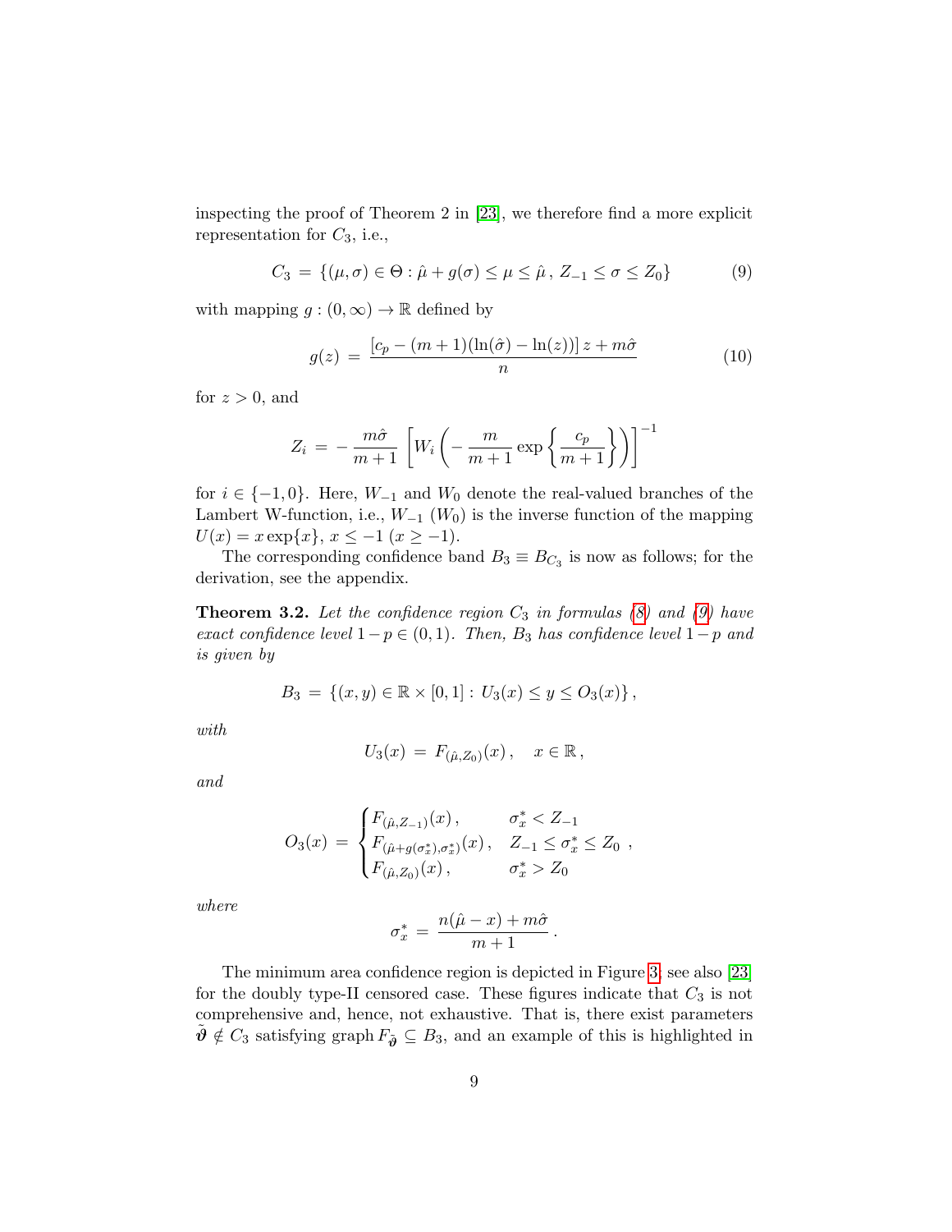inspecting the proof of Theorem 2 in [23], we therefore find a more explicit representation for $C_3$, i.e.,

$$C_3 \;=\; \{(\mu,\sigma) \in \Theta : \hat{\mu} + g(\sigma) \leq \mu \leq \hat{\mu}\,,\; Z_{-1} \leq \sigma \leq Z_0\} \tag{9}$$

with mapping $g : (0,\infty) \to \mathbb{R}$ defined by

$$g(z) \;=\; \frac{[c_p - (m+1)(\ln(\hat{\sigma}) - \ln(z))]\, z + m\hat{\sigma}}{n} \tag{10}$$

for $z > 0$, and

$$Z_i \;=\; -\,\frac{m\hat{\sigma}}{m+1}\left[W_i\left(-\,\frac{m}{m+1}\exp\left\{\frac{c_p}{m+1}\right\}\right)\right]^{-1}$$

for $i \in \{-1, 0\}$. Here, $W_{-1}$ and $W_0$ denote the real-valued branches of the Lambert W-function, i.e., $W_{-1}$ ($W_0$) is the inverse function of the mapping $U(x) = x\exp\{x\}$, $x \leq -1$ ($x \geq -1$).

The corresponding confidence band $B_3 \equiv B_{C_3}$ is now as follows; for the derivation, see the appendix.

**Theorem 3.2.** *Let the confidence region $C_3$ in formulas (8) and (9) have exact confidence level $1-p \in (0,1)$. Then, $B_3$ has confidence level $1-p$ and is given by*

$$B_3 \;=\; \{(x,y) \in \mathbb{R} \times [0,1] : U_3(x) \leq y \leq O_3(x)\}\,,$$

*with*

$$U_3(x) \;=\; F_{(\hat{\mu}, Z_0)}(x)\,, \quad x \in \mathbb{R}\,,$$

*and*

$$O_3(x) \;=\; \begin{cases} F_{(\hat{\mu}, Z_{-1})}(x)\,, & \sigma_x^* < Z_{-1} \\ F_{(\hat{\mu}+g(\sigma_x^*), \sigma_x^*)}(x)\,, & Z_{-1} \leq \sigma_x^* \leq Z_0 \\ F_{(\hat{\mu}, Z_0)}(x)\,, & \sigma_x^* > Z_0 \end{cases}\,,$$

*where*

$$\sigma_x^* \;=\; \frac{n(\hat{\mu} - x) + m\hat{\sigma}}{m+1}\,.$$

The minimum area confidence region is depicted in Figure 3; see also [23] for the doubly type-II censored case. These figures indicate that $C_3$ is not comprehensive and, hence, not exhaustive. That is, there exist parameters $\tilde{\boldsymbol{\vartheta}} \notin C_3$ satisfying graph $F_{\tilde{\boldsymbol{\vartheta}}} \subseteq B_3$, and an example of this is highlighted in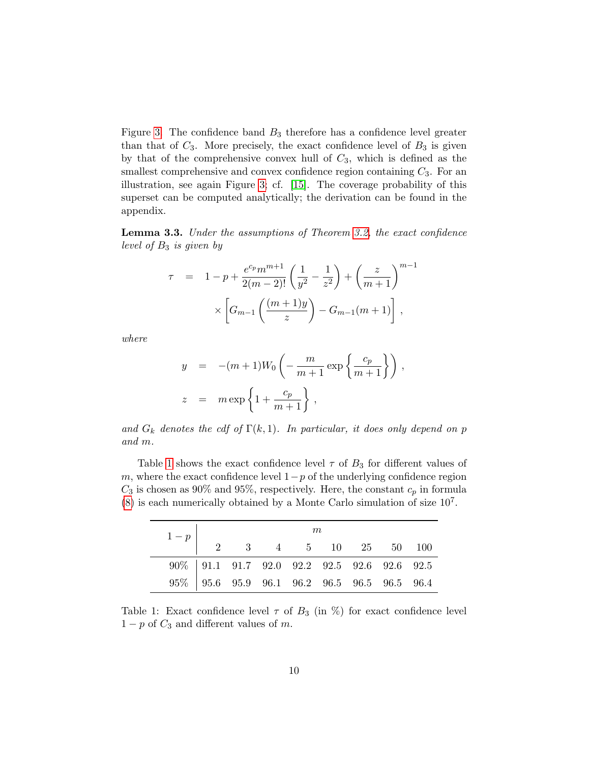Figure 3. The confidence band $B_3$ therefore has a confidence level greater than that of $C_3$. More precisely, the exact confidence level of $B_3$ is given by that of the comprehensive convex hull of $C_3$, which is defined as the smallest comprehensive and convex confidence region containing $C_3$. For an illustration, see again Figure 3; cf. [15]. The coverage probability of this superset can be computed analytically; the derivation can be found in the appendix.

**Lemma 3.3.** *Under the assumptions of Theorem 3.2, the exact confidence level of $B_3$ is given by*

$$
\begin{aligned}
\tau &= 1 - p + \frac{e^{c_p} m^{m+1}}{2(m-2)!}\left(\frac{1}{y^2} - \frac{1}{z^2}\right) + \left(\frac{z}{m+1}\right)^{m-1} \\
&\quad \times \left[G_{m-1}\left(\frac{(m+1)y}{z}\right) - G_{m-1}(m+1)\right],
\end{aligned}
$$

*where*

$$
\begin{aligned}
y &= -(m+1)W_0\left(-\frac{m}{m+1}\exp\left\{\frac{c_p}{m+1}\right\}\right), \\
z &= m\exp\left\{1 + \frac{c_p}{m+1}\right\},
\end{aligned}
$$

*and $G_k$ denotes the cdf of $\Gamma(k,1)$. In particular, it does only depend on $p$ and $m$.*

Table 1 shows the exact confidence level $\tau$ of $B_3$ for different values of $m$, where the exact confidence level $1-p$ of the underlying confidence region $C_3$ is chosen as 90% and 95%, respectively. Here, the constant $c_p$ in formula (8) is each numerically obtained by a Monte Carlo simulation of size $10^7$.

| $1-p$ | $m$ | | | | | | | |
|---|---|---|---|---|---|---|---|---|
| | 2 | 3 | 4 | 5 | 10 | 25 | 50 | 100 |
| 90% | 91.1 | 91.7 | 92.0 | 92.2 | 92.5 | 92.6 | 92.6 | 92.5 |
| 95% | 95.6 | 95.9 | 96.1 | 96.2 | 96.5 | 96.5 | 96.5 | 96.4 |

Table 1: Exact confidence level $\tau$ of $B_3$ (in %) for exact confidence level $1-p$ of $C_3$ and different values of $m$.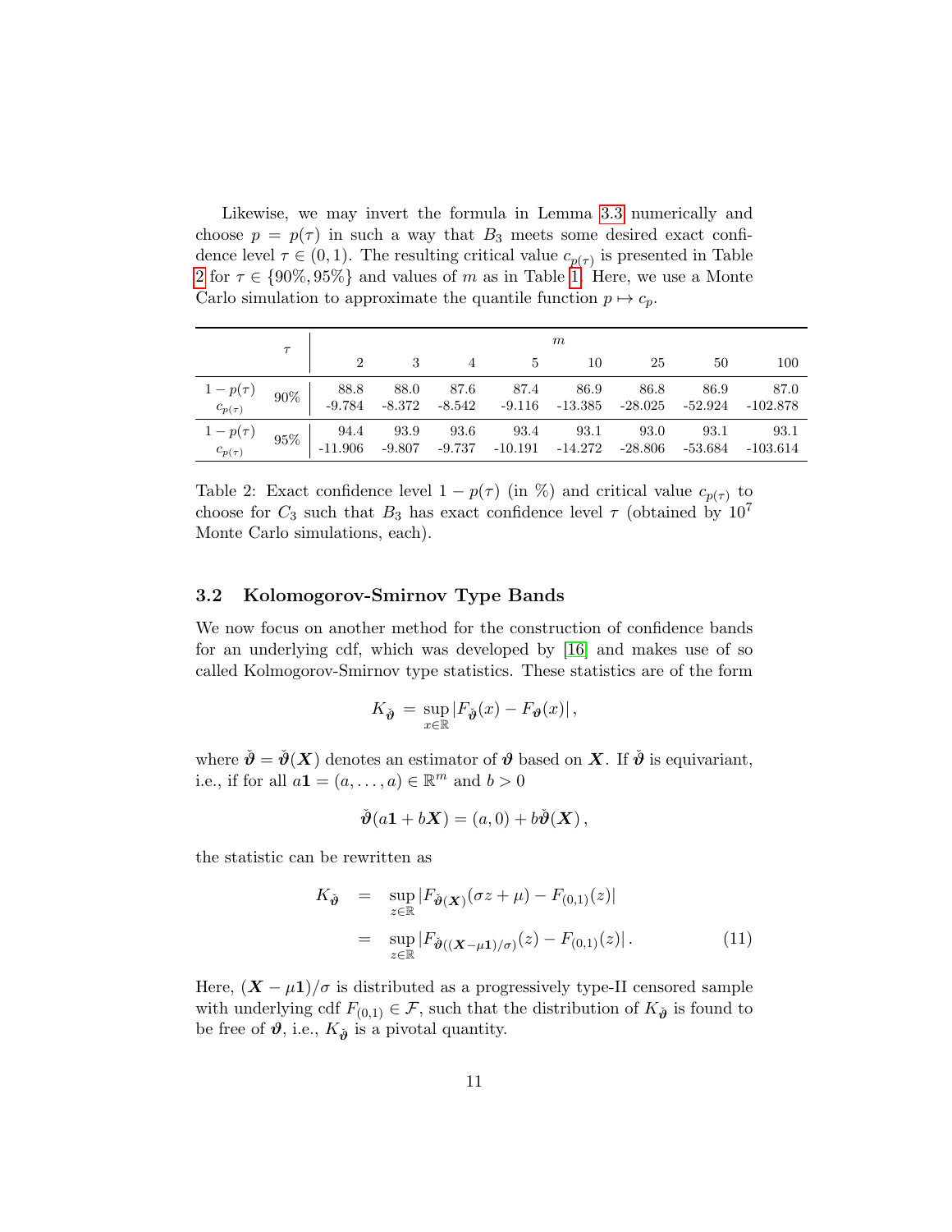Likewise, we may invert the formula in Lemma 3.3 numerically and choose $p = p(\tau)$ in such a way that $B_3$ meets some desired exact confidence level $\tau \in (0,1)$. The resulting critical value $c_{p(\tau)}$ is presented in Table 2 for $\tau \in \{90\%, 95\%\}$ and values of $m$ as in Table 1. Here, we use a Monte Carlo simulation to approximate the quantile function $p \mapsto c_p$.

| | $\tau$ | $m$ | | | | | | | |
|---|---|---|---|---|---|---|---|---|---|
| | | 2 | 3 | 4 | 5 | 10 | 25 | 50 | 100 |
| $1-p(\tau)$ | 90% | 88.8 | 88.0 | 87.6 | 87.4 | 86.9 | 86.8 | 86.9 | 87.0 |
| $c_{p(\tau)}$ | | -9.784 | -8.372 | -8.542 | -9.116 | -13.385 | -28.025 | -52.924 | -102.878 |
| $1-p(\tau)$ | 95% | 94.4 | 93.9 | 93.6 | 93.4 | 93.1 | 93.0 | 93.1 | 93.1 |
| $c_{p(\tau)}$ | | -11.906 | -9.807 | -9.737 | -10.191 | -14.272 | -28.806 | -53.684 | -103.614 |

Table 2: Exact confidence level $1 - p(\tau)$ (in %) and critical value $c_{p(\tau)}$ to choose for $C_3$ such that $B_3$ has exact confidence level $\tau$ (obtained by $10^7$ Monte Carlo simulations, each).

### 3.2 Kolomogorov-Smirnov Type Bands

We now focus on another method for the construction of confidence bands for an underlying cdf, which was developed by [16] and makes use of so called Kolmogorov-Smirnov type statistics. These statistics are of the form

$$K_{\check{\boldsymbol{\vartheta}}} = \sup_{x \in \mathbb{R}} |F_{\check{\boldsymbol{\vartheta}}}(x) - F_{\boldsymbol{\vartheta}}(x)|,$$

where $\check{\boldsymbol{\vartheta}} = \check{\boldsymbol{\vartheta}}(\boldsymbol{X})$ denotes an estimator of $\boldsymbol{\vartheta}$ based on $\boldsymbol{X}$. If $\check{\boldsymbol{\vartheta}}$ is equivariant, i.e., if for all $a\mathbf{1} = (a, \ldots, a) \in \mathbb{R}^m$ and $b > 0$

$$\check{\boldsymbol{\vartheta}}(a\mathbf{1} + b\boldsymbol{X}) = (a, 0) + b\check{\boldsymbol{\vartheta}}(\boldsymbol{X}),$$

the statistic can be rewritten as

$$\begin{aligned} K_{\check{\boldsymbol{\vartheta}}} &= \sup_{z \in \mathbb{R}} |F_{\check{\boldsymbol{\vartheta}}(\boldsymbol{X})}(\sigma z + \mu) - F_{(0,1)}(z)| \\ &= \sup_{z \in \mathbb{R}} |F_{\check{\boldsymbol{\vartheta}}((\boldsymbol{X} - \mu\mathbf{1})/\sigma)}(z) - F_{(0,1)}(z)|. \end{aligned} \tag{11}$$

Here, $(\boldsymbol{X} - \mu\mathbf{1})/\sigma$ is distributed as a progressively type-II censored sample with underlying cdf $F_{(0,1)} \in \mathcal{F}$, such that the distribution of $K_{\check{\boldsymbol{\vartheta}}}$ is found to be free of $\boldsymbol{\vartheta}$, i.e., $K_{\check{\boldsymbol{\vartheta}}}$ is a pivotal quantity.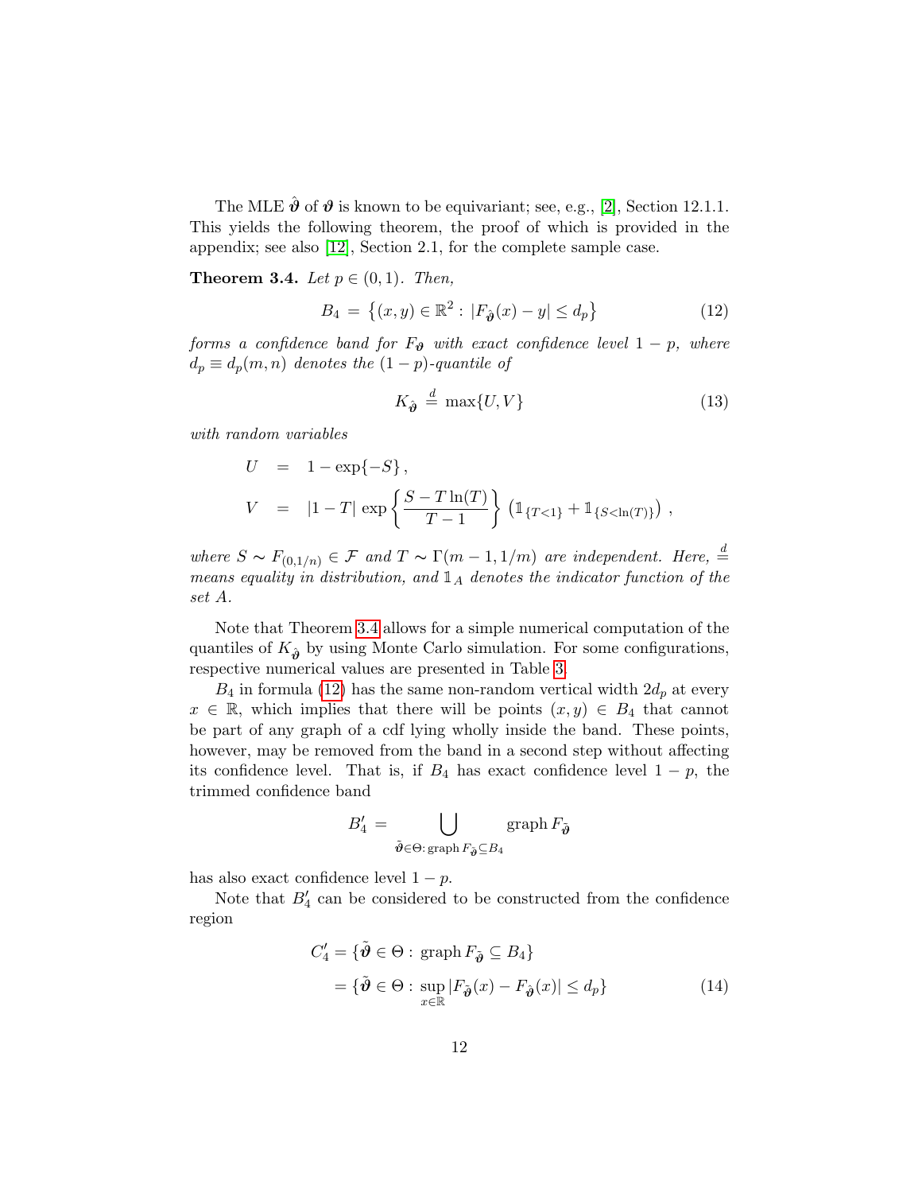The MLE $\hat{\boldsymbol{\vartheta}}$ of $\boldsymbol{\vartheta}$ is known to be equivariant; see, e.g., [2], Section 12.1.1. This yields the following theorem, the proof of which is provided in the appendix; see also [12], Section 2.1, for the complete sample case.

**Theorem 3.4.** *Let $p \in (0,1)$. Then,*

$$B_4 \,=\, \left\{(x,y) \in \mathbb{R}^2 : \, |F_{\hat{\boldsymbol{\vartheta}}}(x) - y| \leq d_p\right\} \tag{12}$$

*forms a confidence band for $F_{\boldsymbol{\vartheta}}$ with exact confidence level $1-p$, where $d_p \equiv d_p(m,n)$ denotes the $(1-p)$-quantile of*

$$K_{\hat{\boldsymbol{\vartheta}}} \stackrel{d}{=} \max\{U, V\} \tag{13}$$

*with random variables*

$$\begin{aligned} U &= 1 - \exp\{-S\}\,, \\ V &= |1-T| \, \exp\left\{\frac{S - T\ln(T)}{T-1}\right\} \left(\mathbb{1}_{\{T<1\}} + \mathbb{1}_{\{S<\ln(T)\}}\right)\,, \end{aligned}$$

*where $S \sim F_{(0,1/n)} \in \mathcal{F}$ and $T \sim \Gamma(m-1, 1/m)$ are independent. Here, $\stackrel{d}{=}$ means equality in distribution, and $\mathbb{1}_A$ denotes the indicator function of the set $A$.*

Note that Theorem 3.4 allows for a simple numerical computation of the quantiles of $K_{\hat{\boldsymbol{\vartheta}}}$ by using Monte Carlo simulation. For some configurations, respective numerical values are presented in Table 3.

$B_4$ in formula (12) has the same non-random vertical width $2d_p$ at every $x \in \mathbb{R}$, which implies that there will be points $(x,y) \in B_4$ that cannot be part of any graph of a cdf lying wholly inside the band. These points, however, may be removed from the band in a second step without affecting its confidence level. That is, if $B_4$ has exact confidence level $1-p$, the trimmed confidence band

$$B_4' \,=\, \bigcup_{\tilde{\boldsymbol{\vartheta}} \in \Theta:\, \mathrm{graph}\, F_{\tilde{\boldsymbol{\vartheta}}} \subseteq B_4} \mathrm{graph}\, F_{\tilde{\boldsymbol{\vartheta}}}$$

has also exact confidence level $1-p$.

Note that $B_4'$ can be considered to be constructed from the confidence region

$$\begin{aligned} C_4' &= \{\tilde{\boldsymbol{\vartheta}} \in \Theta : \, \mathrm{graph}\, F_{\tilde{\boldsymbol{\vartheta}}} \subseteq B_4\} \\ &= \{\tilde{\boldsymbol{\vartheta}} \in \Theta : \, \sup_{x \in \mathbb{R}} |F_{\tilde{\boldsymbol{\vartheta}}}(x) - F_{\hat{\boldsymbol{\vartheta}}}(x)| \leq d_p\} \end{aligned} \tag{14}$$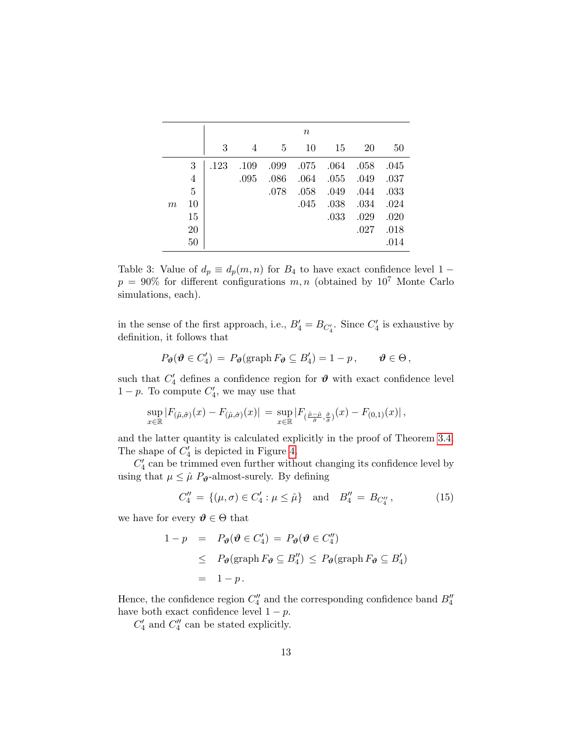| | | $n$ | | | | | | |
|---|---|---|---|---|---|---|---|---|
| | | 3 | 4 | 5 | 10 | 15 | 20 | 50 |
| | 3 | .123 | .109 | .099 | .075 | .064 | .058 | .045 |
| | 4 | | .095 | .086 | .064 | .055 | .049 | .037 |
| | 5 | | | .078 | .058 | .049 | .044 | .033 |
| $m$ | 10 | | | | .045 | .038 | .034 | .024 |
| | 15 | | | | | .033 | .029 | .020 |
| | 20 | | | | | | .027 | .018 |
| | 50 | | | | | | | .014 |

Table 3: Value of $d_p \equiv d_p(m,n)$ for $B_4$ to have exact confidence level $1 - p = 90\%$ for different configurations $m, n$ (obtained by $10^7$ Monte Carlo simulations, each).

in the sense of the first approach, i.e., $B_4' = B_{C_4'}$. Since $C_4'$ is exhaustive by definition, it follows that

$$P_{\boldsymbol{\vartheta}}(\boldsymbol{\vartheta} \in C_4') \;=\; P_{\boldsymbol{\vartheta}}(\operatorname{graph} F_{\boldsymbol{\vartheta}} \subseteq B_4') = 1 - p\,, \qquad \boldsymbol{\vartheta} \in \Theta\,,$$

such that $C_4'$ defines a confidence region for $\boldsymbol{\vartheta}$ with exact confidence level $1 - p$. To compute $C_4'$, we may use that

$$\sup_{x \in \mathbb{R}} |F_{(\hat{\mu},\tilde{\sigma})}(x) - F_{(\hat{\mu},\hat{\sigma})}(x)| \;=\; \sup_{x \in \mathbb{R}} |F_{(\frac{\hat{\mu}-\hat{\mu}}{\hat{\sigma}},\frac{\tilde{\sigma}}{\hat{\sigma}})}(x) - F_{(0,1)}(x)|\,,$$

and the latter quantity is calculated explicitly in the proof of Theorem 3.4. The shape of $C_4'$ is depicted in Figure 4.

$C_4'$ can be trimmed even further without changing its confidence level by using that $\mu \le \hat{\mu}$ $P_{\boldsymbol{\vartheta}}$-almost-surely. By defining

$$C_4'' \;=\; \{(\mu,\sigma) \in C_4' : \mu \le \hat{\mu}\} \quad \text{and} \quad B_4'' \;=\; B_{C_4''}\,, \tag{15}$$

we have for every $\boldsymbol{\vartheta} \in \Theta$ that

$$\begin{aligned}
1 - p \;&=\; P_{\boldsymbol{\vartheta}}(\boldsymbol{\vartheta} \in C_4') \;=\; P_{\boldsymbol{\vartheta}}(\boldsymbol{\vartheta} \in C_4'') \\
&\le\; P_{\boldsymbol{\vartheta}}(\operatorname{graph} F_{\boldsymbol{\vartheta}} \subseteq B_4'') \;\le\; P_{\boldsymbol{\vartheta}}(\operatorname{graph} F_{\boldsymbol{\vartheta}} \subseteq B_4') \\
&=\; 1 - p\,.
\end{aligned}$$

Hence, the confidence region $C_4''$ and the corresponding confidence band $B_4''$ have both exact confidence level $1 - p$.

$C_4'$ and $C_4''$ can be stated explicitly.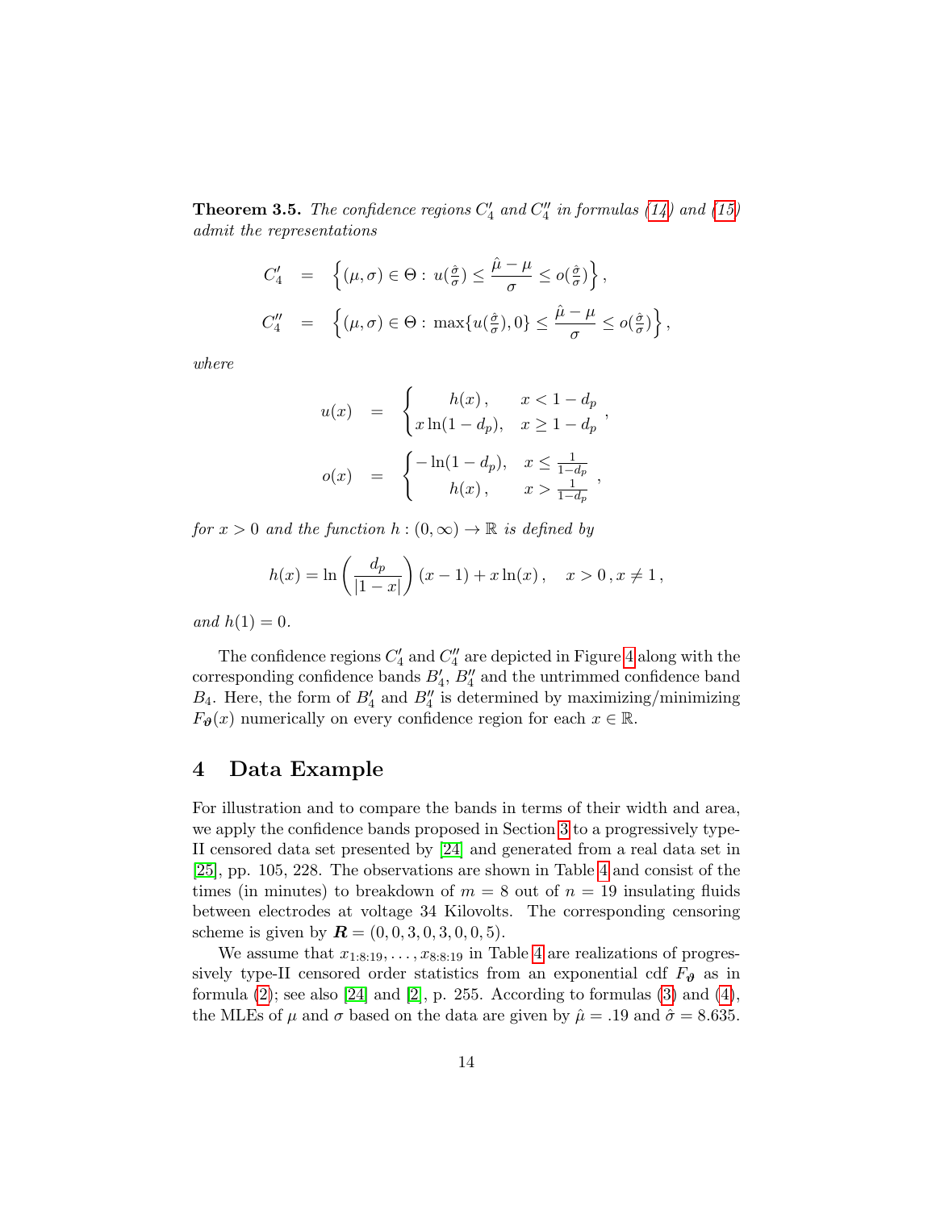**Theorem 3.5.** *The confidence regions $C_4'$ and $C_4''$ in formulas (14) and (15) admit the representations*

$$
\begin{aligned}
C_4' &= \left\{(\mu,\sigma)\in\Theta:\ u(\tfrac{\hat\sigma}{\sigma}) \le \frac{\hat\mu-\mu}{\sigma} \le o(\tfrac{\hat\sigma}{\sigma})\right\},\\
C_4'' &= \left\{(\mu,\sigma)\in\Theta:\ \max\{u(\tfrac{\hat\sigma}{\sigma}),0\} \le \frac{\hat\mu-\mu}{\sigma} \le o(\tfrac{\hat\sigma}{\sigma})\right\},
\end{aligned}
$$

*where*

$$
\begin{aligned}
u(x) &= \begin{cases} h(x), & x<1-d_p \\ x\ln(1-d_p), & x\ge 1-d_p \end{cases},\\
o(x) &= \begin{cases} -\ln(1-d_p), & x\le \frac{1}{1-d_p} \\ h(x), & x>\frac{1}{1-d_p} \end{cases},
\end{aligned}
$$

*for $x>0$ and the function $h:(0,\infty)\to\mathbb{R}$ is defined by*

$$
h(x) = \ln\left(\frac{d_p}{|1-x|}\right)(x-1) + x\ln(x)\,,\quad x>0\,, x\ne 1\,,
$$

*and $h(1)=0$.*

The confidence regions $C_4'$ and $C_4''$ are depicted in Figure 4 along with the corresponding confidence bands $B_4'$, $B_4''$ and the untrimmed confidence band $B_4$. Here, the form of $B_4'$ and $B_4''$ is determined by maximizing/minimizing $F_{\boldsymbol{\vartheta}}(x)$ numerically on every confidence region for each $x\in\mathbb{R}$.

## 4 Data Example

For illustration and to compare the bands in terms of their width and area, we apply the confidence bands proposed in Section 3 to a progressively type-II censored data set presented by [24] and generated from a real data set in [25], pp. 105, 228. The observations are shown in Table 4 and consist of the times (in minutes) to breakdown of $m=8$ out of $n=19$ insulating fluids between electrodes at voltage 34 Kilovolts. The corresponding censoring scheme is given by $\boldsymbol{R}=(0,0,3,0,3,0,0,5)$.

We assume that $x_{1:8:19},\ldots,x_{8:8:19}$ in Table 4 are realizations of progressively type-II censored order statistics from an exponential cdf $F_{\boldsymbol{\vartheta}}$ as in formula (2); see also [24] and [2], p. 255. According to formulas (3) and (4), the MLEs of $\mu$ and $\sigma$ based on the data are given by $\hat\mu=.19$ and $\hat\sigma=8.635$.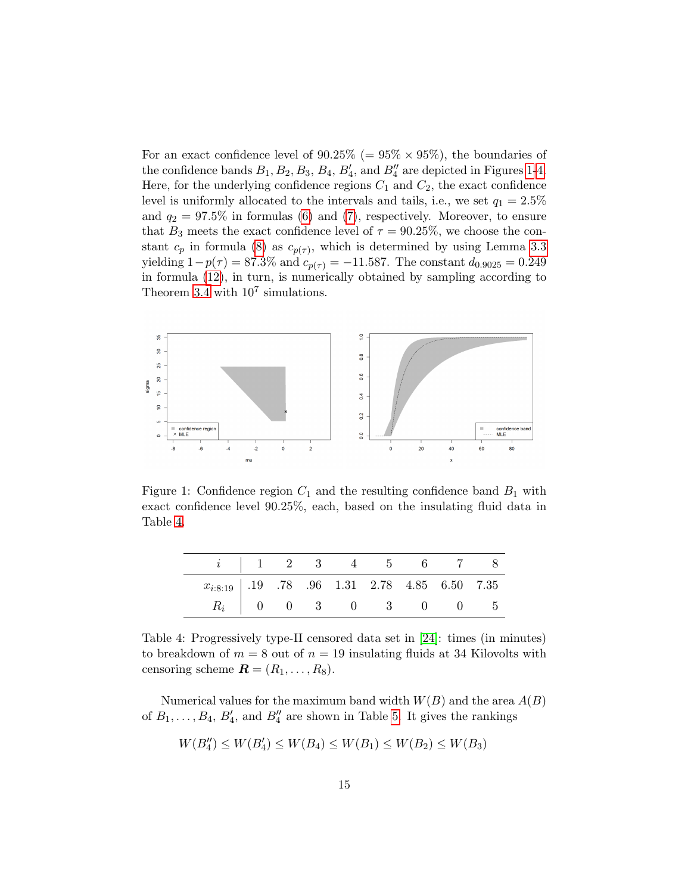For an exact confidence level of 90.25% (= 95% × 95%), the boundaries of the confidence bands $B_1$, $B_2$, $B_3$, $B_4$, $B_4'$, and $B_4''$ are depicted in Figures 1-4. Here, for the underlying confidence regions $C_1$ and $C_2$, the exact confidence level is uniformly allocated to the intervals and tails, i.e., we set $q_1 = 2.5\%$ and $q_2 = 97.5\%$ in formulas (6) and (7), respectively. Moreover, to ensure that $B_3$ meets the exact confidence level of $\tau = 90.25\%$, we choose the constant $c_p$ in formula (8) as $c_{p(\tau)}$, which is determined by using Lemma 3.3 yielding $1-p(\tau) = 87.3\%$ and $c_{p(\tau)} = -11.587$. The constant $d_{0.9025} = 0.249$ in formula (12), in turn, is numerically obtained by sampling according to Theorem 3.4 with $10^7$ simulations.

Figure 1: Confidence region $C_1$ and the resulting confidence band $B_1$ with exact confidence level 90.25%, each, based on the insulating fluid data in Table 4.

| $i$ | 1 | 2 | 3 | 4 | 5 | 6 | 7 | 8 |
|---|---|---|---|---|---|---|---|---|
| $x_{i:8:19}$ | .19 | .78 | .96 | 1.31 | 2.78 | 4.85 | 6.50 | 7.35 |
| $R_i$ | 0 | 0 | 3 | 0 | 3 | 0 | 0 | 5 |

Table 4: Progressively type-II censored data set in [24]: times (in minutes) to breakdown of $m = 8$ out of $n = 19$ insulating fluids at 34 Kilovolts with censoring scheme $\boldsymbol{R} = (R_1, \ldots, R_8)$.

Numerical values for the maximum band width $W(B)$ and the area $A(B)$ of $B_1, \ldots, B_4$, $B_4'$, and $B_4''$ are shown in Table 5. It gives the rankings

$$W(B_4'') \leq W(B_4') \leq W(B_4) \leq W(B_1) \leq W(B_2) \leq W(B_3)$$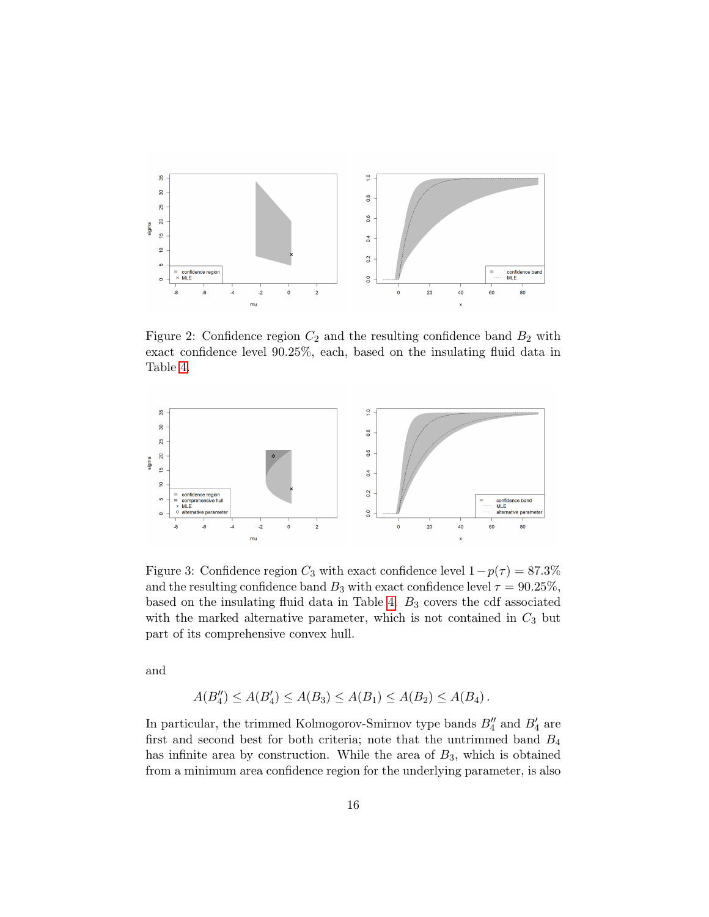Figure 2: Confidence region $C_2$ and the resulting confidence band $B_2$ with exact confidence level 90.25%, each, based on the insulating fluid data in Table 4.

Figure 3: Confidence region $C_3$ with exact confidence level $1 - p(\tau) = 87.3\%$ and the resulting confidence band $B_3$ with exact confidence level $\tau = 90.25\%$, based on the insulating fluid data in Table 4. $B_3$ covers the cdf associated with the marked alternative parameter, which is not contained in $C_3$ but part of its comprehensive convex hull.

and

$$A(B_4'') \leq A(B_4') \leq A(B_3) \leq A(B_1) \leq A(B_2) \leq A(B_4).$$

In particular, the trimmed Kolmogorov-Smirnov type bands $B_4''$ and $B_4'$ are first and second best for both criteria; note that the untrimmed band $B_4$ has infinite area by construction. While the area of $B_3$, which is obtained from a minimum area confidence region for the underlying parameter, is also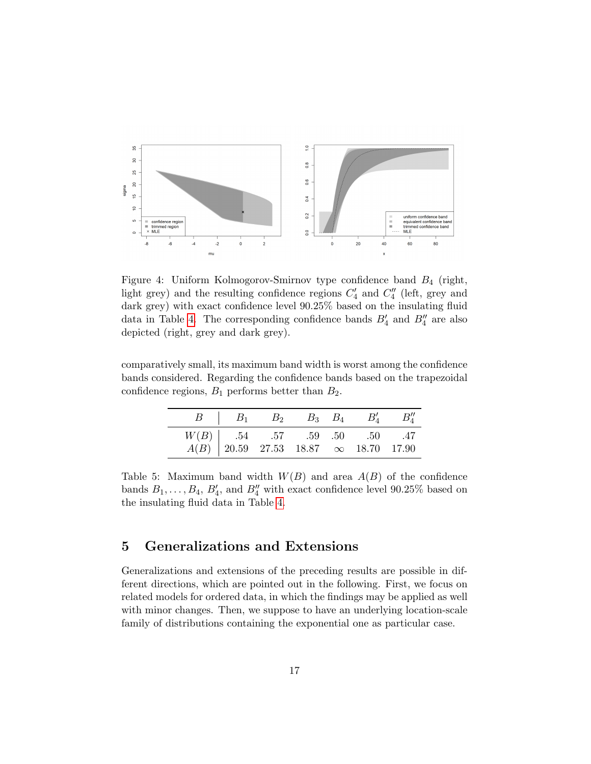Figure 4: Uniform Kolmogorov-Smirnov type confidence band $B_4$ (right, light grey) and the resulting confidence regions $C_4'$ and $C_4''$ (left, grey and dark grey) with exact confidence level 90.25% based on the insulating fluid data in Table 4. The corresponding confidence bands $B_4'$ and $B_4''$ are also depicted (right, grey and dark grey).

comparatively small, its maximum band width is worst among the confidence bands considered. Regarding the confidence bands based on the trapezoidal confidence regions, $B_1$ performs better than $B_2$.

| $B$ | $B_1$ | $B_2$ | $B_3$ | $B_4$ | $B_4'$ | $B_4''$ |
|---|---|---|---|---|---|---|
| $W(B)$ | .54 | .57 | .59 | .50 | .50 | .47 |
| $A(B)$ | 20.59 | 27.53 | 18.87 | $\infty$ | 18.70 | 17.90 |

Table 5: Maximum band width $W(B)$ and area $A(B)$ of the confidence bands $B_1, \ldots, B_4$, $B_4'$, and $B_4''$ with exact confidence level 90.25% based on the insulating fluid data in Table 4.

## 5 Generalizations and Extensions

Generalizations and extensions of the preceding results are possible in different directions, which are pointed out in the following. First, we focus on related models for ordered data, in which the findings may be applied as well with minor changes. Then, we suppose to have an underlying location-scale family of distributions containing the exponential one as particular case.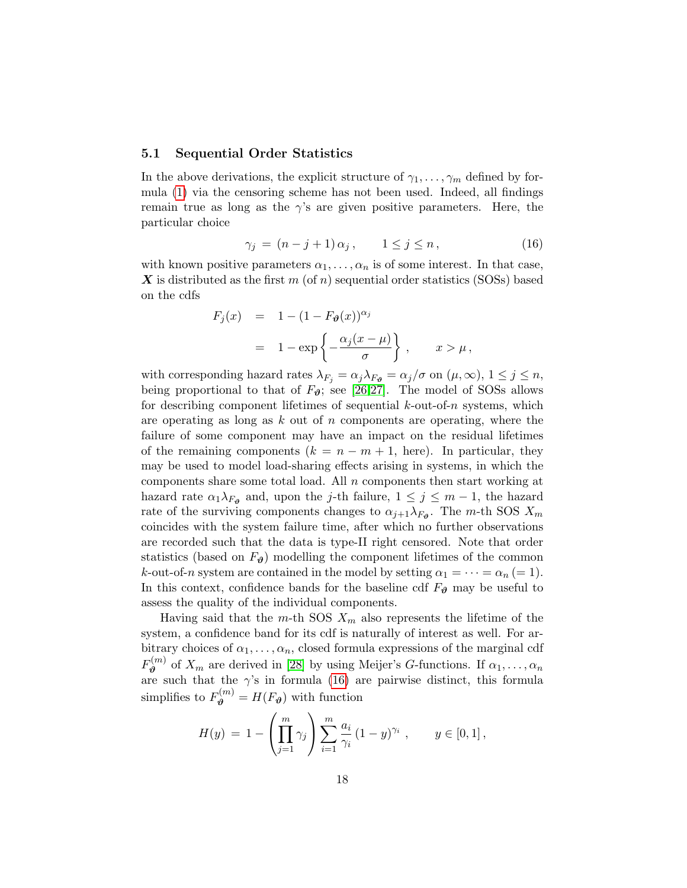### 5.1 Sequential Order Statistics

In the above derivations, the explicit structure of $\gamma_1, \ldots, \gamma_m$ defined by formula (1) via the censoring scheme has not been used. Indeed, all findings remain true as long as the $\gamma$'s are given positive parameters. Here, the particular choice

$$\gamma_j = (n - j + 1)\, \alpha_j\,, \qquad 1 \leq j \leq n\,, \tag{16}$$

with known positive parameters $\alpha_1, \ldots, \alpha_n$ is of some interest. In that case, $\boldsymbol{X}$ is distributed as the first $m$ (of $n$) sequential order statistics (SOSs) based on the cdfs

$$\begin{aligned} F_j(x) &= 1 - (1 - F_{\boldsymbol{\vartheta}}(x))^{\alpha_j} \\ &= 1 - \exp\left\{-\frac{\alpha_j(x-\mu)}{\sigma}\right\}\,, \qquad x > \mu\,, \end{aligned}$$

with corresponding hazard rates $\lambda_{F_j} = \alpha_j \lambda_{F_{\boldsymbol{\vartheta}}} = \alpha_j/\sigma$ on $(\mu, \infty)$, $1 \leq j \leq n$, being proportional to that of $F_{\boldsymbol{\vartheta}}$; see [26,27]. The model of SOSs allows for describing component lifetimes of sequential $k$-out-of-$n$ systems, which are operating as long as $k$ out of $n$ components are operating, where the failure of some component may have an impact on the residual lifetimes of the remaining components ($k = n - m + 1$, here). In particular, they may be used to model load-sharing effects arising in systems, in which the components share some total load. All $n$ components then start working at hazard rate $\alpha_1 \lambda_{F_{\boldsymbol{\vartheta}}}$ and, upon the $j$-th failure, $1 \leq j \leq m-1$, the hazard rate of the surviving components changes to $\alpha_{j+1}\lambda_{F_{\boldsymbol{\vartheta}}}$. The $m$-th SOS $X_m$ coincides with the system failure time, after which no further observations are recorded such that the data is type-II right censored. Note that order statistics (based on $F_{\boldsymbol{\vartheta}}$) modelling the component lifetimes of the common $k$-out-of-$n$ system are contained in the model by setting $\alpha_1 = \cdots = \alpha_n\,(=1)$. In this context, confidence bands for the baseline cdf $F_{\boldsymbol{\vartheta}}$ may be useful to assess the quality of the individual components.

Having said that the $m$-th SOS $X_m$ also represents the lifetime of the system, a confidence band for its cdf is naturally of interest as well. For arbitrary choices of $\alpha_1, \ldots, \alpha_n$, closed formula expressions of the marginal cdf $F_{\boldsymbol{\vartheta}}^{(m)}$ of $X_m$ are derived in [28] by using Meijer's $G$-functions. If $\alpha_1, \ldots, \alpha_n$ are such that the $\gamma$'s in formula (16) are pairwise distinct, this formula simplifies to $F_{\boldsymbol{\vartheta}}^{(m)} = H(F_{\boldsymbol{\vartheta}})$ with function

$$H(y) = 1 - \left(\prod_{j=1}^{m} \gamma_j\right) \sum_{i=1}^{m} \frac{a_i}{\gamma_i}\,(1-y)^{\gamma_i}\,, \qquad y \in [0,1]\,,$$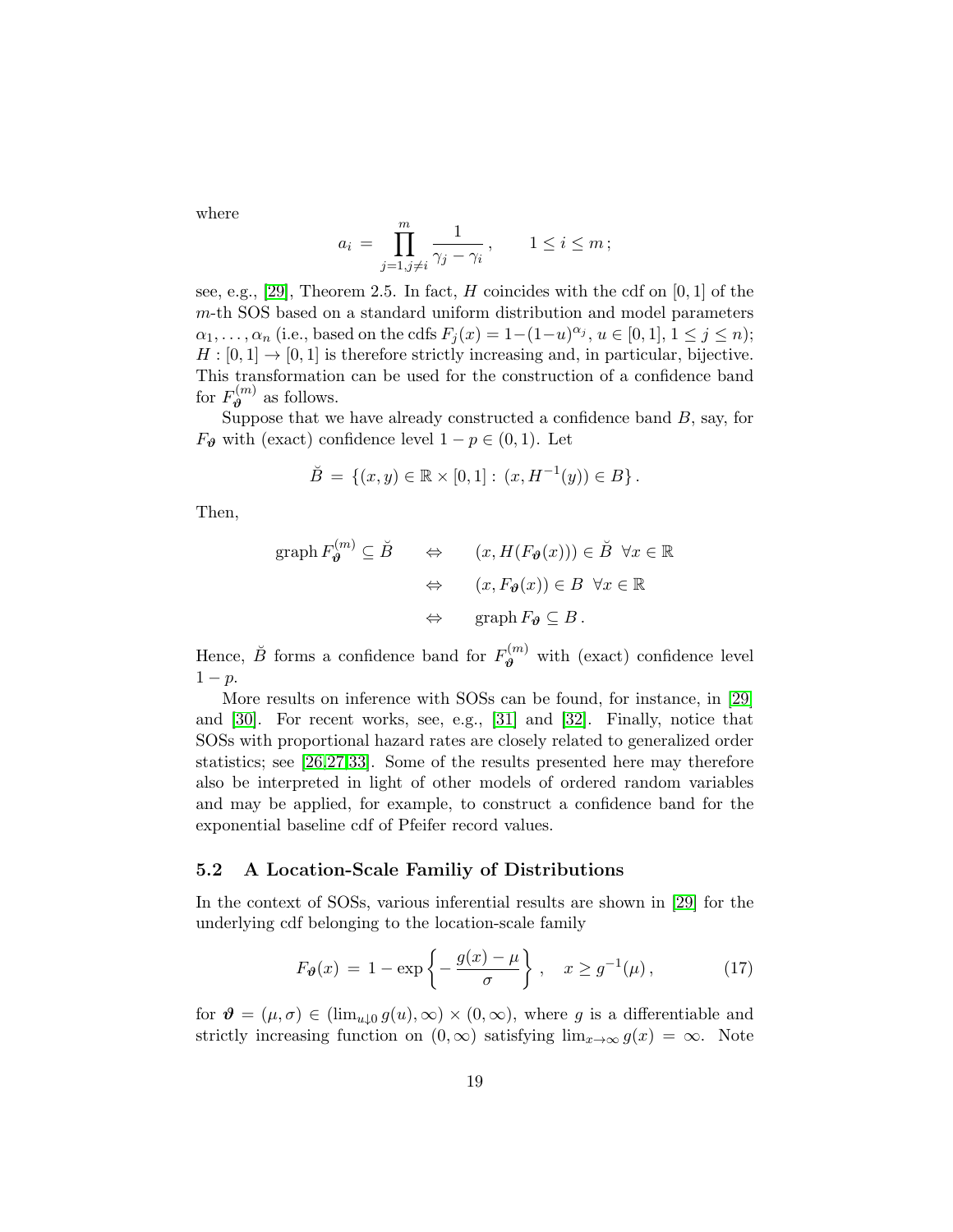where

$$a_i \;=\; \prod_{j=1, j\neq i}^{m} \frac{1}{\gamma_j - \gamma_i}\,, \qquad 1 \leq i \leq m\,;$$

see, e.g., [29], Theorem 2.5. In fact, $H$ coincides with the cdf on $[0,1]$ of the $m$-th SOS based on a standard uniform distribution and model parameters $\alpha_1, \ldots, \alpha_n$ (i.e., based on the cdfs $F_j(x) = 1-(1-u)^{\alpha_j}$, $u \in [0,1]$, $1 \leq j \leq n$); $H : [0,1] \to [0,1]$ is therefore strictly increasing and, in particular, bijective. This transformation can be used for the construction of a confidence band for $F_{\boldsymbol{\vartheta}}^{(m)}$ as follows.

Suppose that we have already constructed a confidence band $B$, say, for $F_{\boldsymbol{\vartheta}}$ with (exact) confidence level $1-p \in (0,1)$. Let

$$\breve{B} \;=\; \{(x,y) \in \mathbb{R} \times [0,1] :\; (x, H^{-1}(y)) \in B\}\,.$$

Then,

$$\begin{aligned}
\operatorname{graph} F_{\boldsymbol{\vartheta}}^{(m)} \subseteq \breve{B} \qquad &\Leftrightarrow \qquad (x, H(F_{\boldsymbol{\vartheta}}(x))) \in \breve{B} \;\; \forall x \in \mathbb{R} \\
&\Leftrightarrow \qquad (x, F_{\boldsymbol{\vartheta}}(x)) \in B \;\; \forall x \in \mathbb{R} \\
&\Leftrightarrow \qquad \operatorname{graph} F_{\boldsymbol{\vartheta}} \subseteq B\,.
\end{aligned}$$

Hence, $\breve{B}$ forms a confidence band for $F_{\boldsymbol{\vartheta}}^{(m)}$ with (exact) confidence level $1-p$.

More results on inference with SOSs can be found, for instance, in [29] and [30]. For recent works, see, e.g., [31] and [32]. Finally, notice that SOSs with proportional hazard rates are closely related to generalized order statistics; see [26,27,33]. Some of the results presented here may therefore also be interpreted in light of other models of ordered random variables and may be applied, for example, to construct a confidence band for the exponential baseline cdf of Pfeifer record values.

### 5.2 A Location-Scale Familiy of Distributions

In the context of SOSs, various inferential results are shown in [29] for the underlying cdf belonging to the location-scale family

$$F_{\boldsymbol{\vartheta}}(x) \;=\; 1 - \exp\left\{-\,\frac{g(x)-\mu}{\sigma}\right\}\,, \quad x \geq g^{-1}(\mu)\,, \tag{17}$$

for $\boldsymbol{\vartheta} = (\mu, \sigma) \in (\lim_{u \downarrow 0} g(u), \infty) \times (0, \infty)$, where $g$ is a differentiable and strictly increasing function on $(0,\infty)$ satisfying $\lim_{x\to\infty} g(x) = \infty$. Note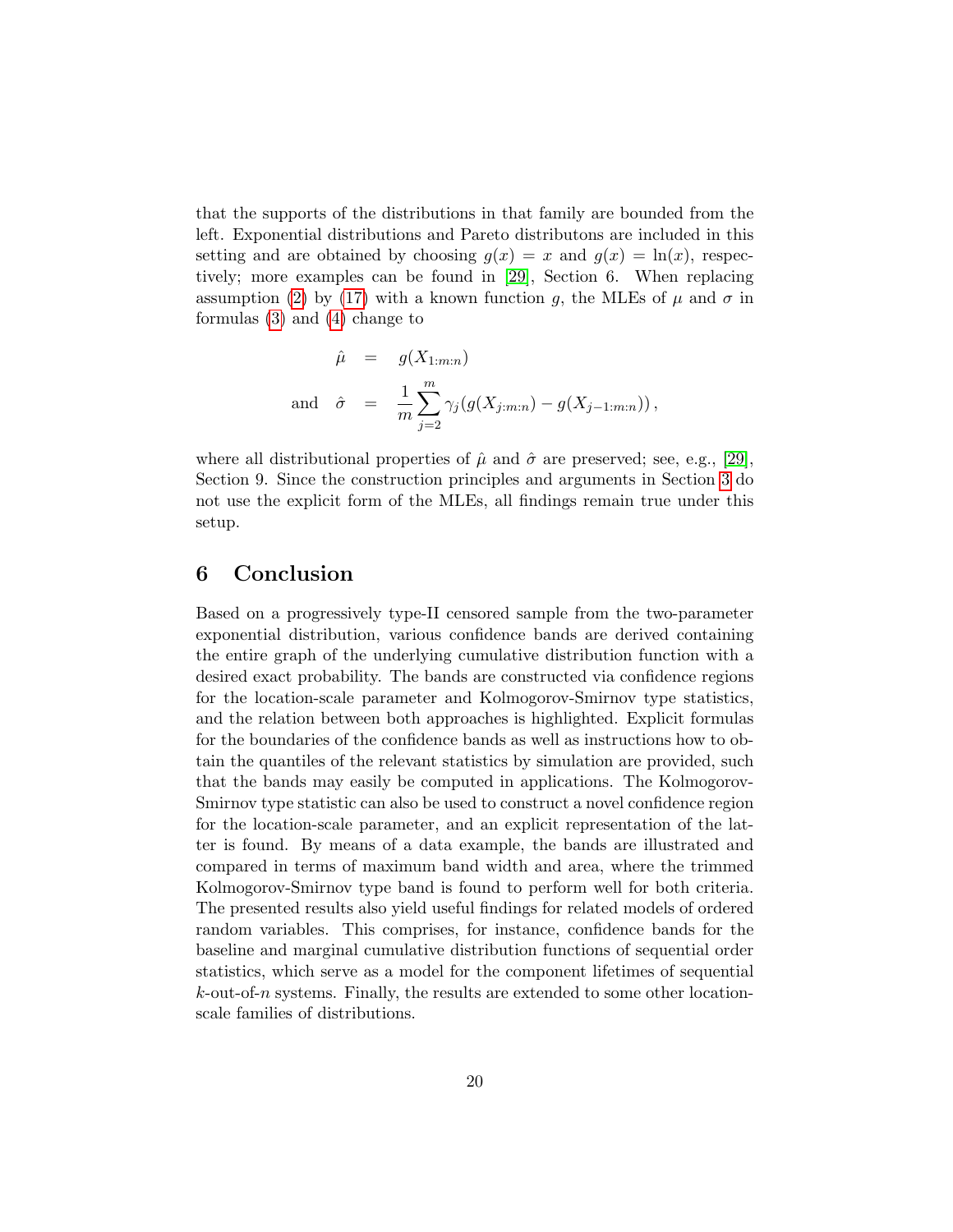that the supports of the distributions in that family are bounded from the left. Exponential distributions and Pareto distributons are included in this setting and are obtained by choosing $g(x) = x$ and $g(x) = \ln(x)$, respectively; more examples can be found in [29], Section 6. When replacing assumption (2) by (17) with a known function $g$, the MLEs of $\mu$ and $\sigma$ in formulas (3) and (4) change to

$$\begin{aligned} \hat{\mu} &= g(X_{1:m:n}) \\ \text{and} \quad \hat{\sigma} &= \frac{1}{m} \sum_{j=2}^{m} \gamma_j (g(X_{j:m:n}) - g(X_{j-1:m:n})) \,, \end{aligned}$$

where all distributional properties of $\hat{\mu}$ and $\hat{\sigma}$ are preserved; see, e.g., [29], Section 9. Since the construction principles and arguments in Section 3 do not use the explicit form of the MLEs, all findings remain true under this setup.

## 6 Conclusion

Based on a progressively type-II censored sample from the two-parameter exponential distribution, various confidence bands are derived containing the entire graph of the underlying cumulative distribution function with a desired exact probability. The bands are constructed via confidence regions for the location-scale parameter and Kolmogorov-Smirnov type statistics, and the relation between both approaches is highlighted. Explicit formulas for the boundaries of the confidence bands as well as instructions how to obtain the quantiles of the relevant statistics by simulation are provided, such that the bands may easily be computed in applications. The Kolmogorov-Smirnov type statistic can also be used to construct a novel confidence region for the location-scale parameter, and an explicit representation of the latter is found. By means of a data example, the bands are illustrated and compared in terms of maximum band width and area, where the trimmed Kolmogorov-Smirnov type band is found to perform well for both criteria. The presented results also yield useful findings for related models of ordered random variables. This comprises, for instance, confidence bands for the baseline and marginal cumulative distribution functions of sequential order statistics, which serve as a model for the component lifetimes of sequential $k$-out-of-$n$ systems. Finally, the results are extended to some other location-scale families of distributions.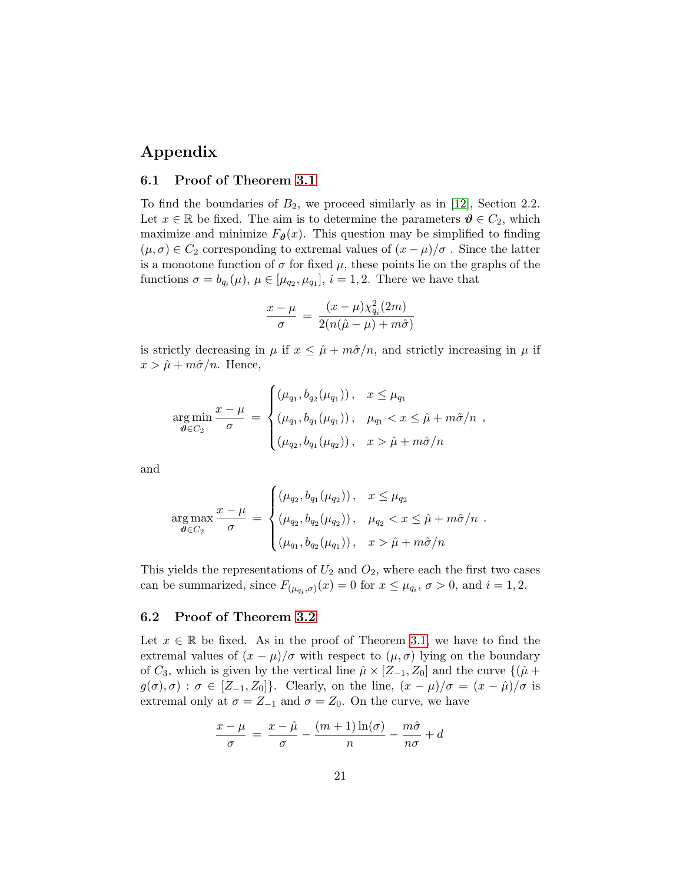# Appendix

## 6.1 Proof of Theorem 3.1

To find the boundaries of $B_2$, we proceed similarly as in [12], Section 2.2. Let $x \in \mathbb{R}$ be fixed. The aim is to determine the parameters $\boldsymbol{\vartheta} \in C_2$, which maximize and minimize $F_{\boldsymbol{\vartheta}}(x)$. This question may be simplified to finding $(\mu, \sigma) \in C_2$ corresponding to extremal values of $(x-\mu)/\sigma$ . Since the latter is a monotone function of $\sigma$ for fixed $\mu$, these points lie on the graphs of the functions $\sigma = b_{q_i}(\mu)$, $\mu \in [\mu_{q_2}, \mu_{q_1}]$, $i = 1, 2$. There we have that

$$\frac{x-\mu}{\sigma} \;=\; \frac{(x-\mu)\chi^2_{q_i}(2m)}{2(n(\hat{\mu}-\mu)+m\hat{\sigma})}$$

is strictly decreasing in $\mu$ if $x \leq \hat{\mu} + m\hat{\sigma}/n$, and strictly increasing in $\mu$ if $x > \hat{\mu} + m\hat{\sigma}/n$. Hence,

$$\underset{\boldsymbol{\vartheta} \in C_2}{\arg\min} \, \frac{x-\mu}{\sigma} \;=\; \begin{cases} (\mu_{q_1}, b_{q_2}(\mu_{q_1}))\,, & x \leq \mu_{q_1} \\ (\mu_{q_1}, b_{q_1}(\mu_{q_1}))\,, & \mu_{q_1} < x \leq \hat{\mu} + m\hat{\sigma}/n \\ (\mu_{q_2}, b_{q_1}(\mu_{q_2}))\,, & x > \hat{\mu} + m\hat{\sigma}/n \end{cases},$$

and

$$\underset{\boldsymbol{\vartheta} \in C_2}{\arg\max} \, \frac{x-\mu}{\sigma} \;=\; \begin{cases} (\mu_{q_2}, b_{q_1}(\mu_{q_2}))\,, & x \leq \mu_{q_2} \\ (\mu_{q_2}, b_{q_2}(\mu_{q_2}))\,, & \mu_{q_2} < x \leq \hat{\mu} + m\hat{\sigma}/n \\ (\mu_{q_1}, b_{q_2}(\mu_{q_1}))\,, & x > \hat{\mu} + m\hat{\sigma}/n \end{cases}.$$

This yields the representations of $U_2$ and $O_2$, where each the first two cases can be summarized, since $F_{(\mu_{q_i}, \sigma)}(x) = 0$ for $x \leq \mu_{q_i}$, $\sigma > 0$, and $i = 1, 2$.

## 6.2 Proof of Theorem 3.2

Let $x \in \mathbb{R}$ be fixed. As in the proof of Theorem 3.1, we have to find the extremal values of $(x-\mu)/\sigma$ with respect to $(\mu, \sigma)$ lying on the boundary of $C_3$, which is given by the vertical line $\hat{\mu} \times [Z_{-1}, Z_0]$ and the curve $\{(\hat{\mu} + g(\sigma), \sigma) : \sigma \in [Z_{-1}, Z_0]\}$. Clearly, on the line, $(x-\mu)/\sigma = (x-\hat{\mu})/\sigma$ is extremal only at $\sigma = Z_{-1}$ and $\sigma = Z_0$. On the curve, we have

$$\frac{x-\mu}{\sigma} \;=\; \frac{x-\hat{\mu}}{\sigma} - \frac{(m+1)\ln(\sigma)}{n} - \frac{m\hat{\sigma}}{n\sigma} + d$$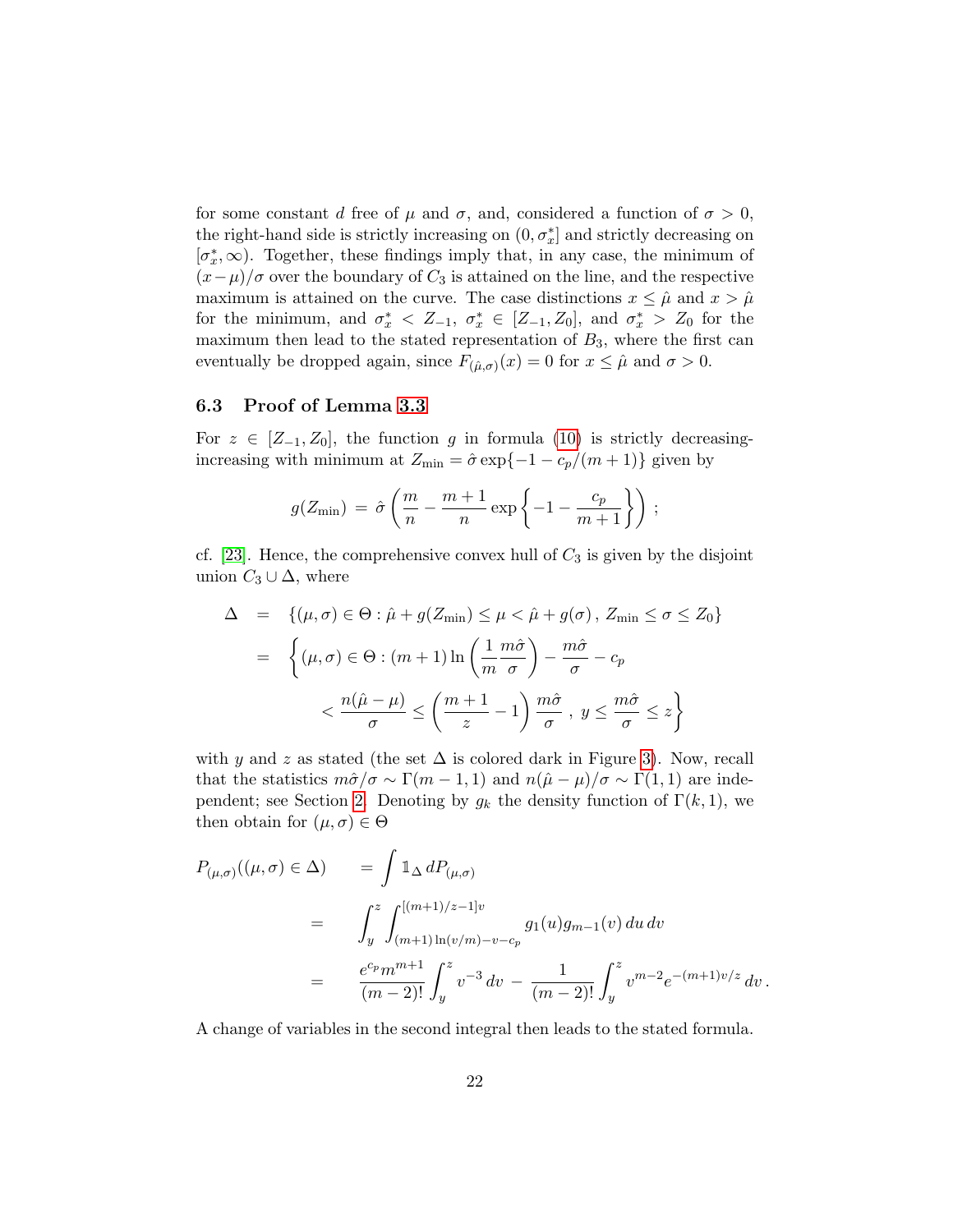for some constant $d$ free of $\mu$ and $\sigma$, and, considered a function of $\sigma > 0$, the right-hand side is strictly increasing on $(0, \sigma_x^*]$ and strictly decreasing on $[\sigma_x^*, \infty)$. Together, these findings imply that, in any case, the minimum of $(x-\mu)/\sigma$ over the boundary of $C_3$ is attained on the line, and the respective maximum is attained on the curve. The case distinctions $x \leq \hat{\mu}$ and $x > \hat{\mu}$ for the minimum, and $\sigma_x^* < Z_{-1}$, $\sigma_x^* \in [Z_{-1}, Z_0]$, and $\sigma_x^* > Z_0$ for the maximum then lead to the stated representation of $B_3$, where the first can eventually be dropped again, since $F_{(\hat{\mu},\sigma)}(x) = 0$ for $x \leq \hat{\mu}$ and $\sigma > 0$.

### 6.3 Proof of Lemma 3.3

For $z \in [Z_{-1}, Z_0]$, the function $g$ in formula (10) is strictly decreasing-increasing with minimum at $Z_{\min} = \hat{\sigma} \exp\{-1 - c_p/(m+1)\}$ given by

$$g(Z_{\min}) \,=\, \hat{\sigma}\left(\frac{m}{n} - \frac{m+1}{n}\exp\left\{-1 - \frac{c_p}{m+1}\right\}\right)\,;$$

cf. [23]. Hence, the comprehensive convex hull of $C_3$ is given by the disjoint union $C_3 \cup \Delta$, where

$$\begin{aligned}
\Delta \;&=\; \{(\mu,\sigma) \in \Theta : \hat{\mu} + g(Z_{\min}) \leq \mu < \hat{\mu} + g(\sigma)\,,\, Z_{\min} \leq \sigma \leq Z_0\} \\
&=\; \left\{(\mu,\sigma) \in \Theta : (m+1)\ln\left(\frac{1}{m}\frac{m\hat{\sigma}}{\sigma}\right) - \frac{m\hat{\sigma}}{\sigma} - c_p \right. \\
&\qquad\qquad \left. < \frac{n(\hat{\mu}-\mu)}{\sigma} \leq \left(\frac{m+1}{z} - 1\right)\frac{m\hat{\sigma}}{\sigma}\,,\; y \leq \frac{m\hat{\sigma}}{\sigma} \leq z\right\}
\end{aligned}$$

with $y$ and $z$ as stated (the set $\Delta$ is colored dark in Figure 3). Now, recall that the statistics $m\hat{\sigma}/\sigma \sim \Gamma(m-1,1)$ and $n(\hat{\mu}-\mu)/\sigma \sim \Gamma(1,1)$ are independent; see Section 2. Denoting by $g_k$ the density function of $\Gamma(k,1)$, we then obtain for $(\mu,\sigma) \in \Theta$

$$\begin{aligned}
P_{(\mu,\sigma)}((\mu,\sigma) \in \Delta) \quad &= \int \mathbb{1}_\Delta \, dP_{(\mu,\sigma)} \\
&= \quad \int_y^z \int_{(m+1)\ln(v/m)-v-c_p}^{[(m+1)/z-1]v} g_1(u) g_{m-1}(v)\, du\, dv \\
&= \quad \frac{e^{c_p} m^{m+1}}{(m-2)!}\int_y^z v^{-3}\, dv \,-\, \frac{1}{(m-2)!}\int_y^z v^{m-2} e^{-(m+1)v/z}\, dv\,.
\end{aligned}$$

A change of variables in the second integral then leads to the stated formula.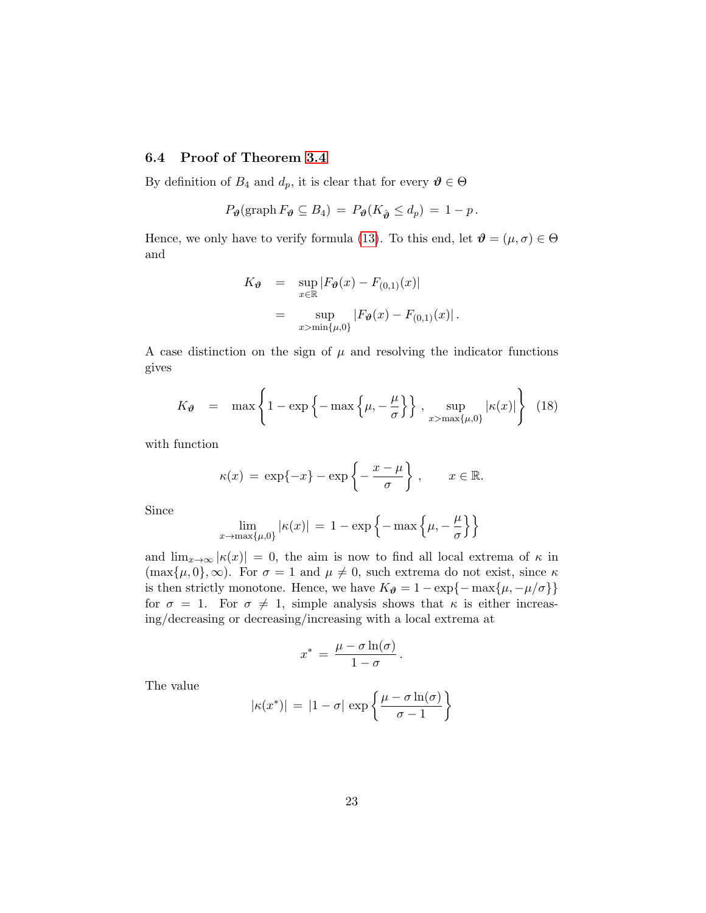### 6.4 Proof of Theorem 3.4

By definition of $B_4$ and $d_p$, it is clear that for every $\boldsymbol{\vartheta} \in \Theta$

$$P_{\boldsymbol{\vartheta}}(\operatorname{graph} F_{\boldsymbol{\vartheta}} \subseteq B_4) \;=\; P_{\boldsymbol{\vartheta}}(K_{\hat{\boldsymbol{\vartheta}}} \leq d_p) \;=\; 1 - p\,.$$

Hence, we only have to verify formula (13). To this end, let $\boldsymbol{\vartheta} = (\mu, \sigma) \in \Theta$ and

$$\begin{aligned}
K_{\boldsymbol{\vartheta}} &= \sup_{x \in \mathbb{R}} |F_{\boldsymbol{\vartheta}}(x) - F_{(0,1)}(x)| \\
&= \sup_{x > \min\{\mu, 0\}} |F_{\boldsymbol{\vartheta}}(x) - F_{(0,1)}(x)|\,.
\end{aligned}$$

A case distinction on the sign of $\mu$ and resolving the indicator functions gives

$$K_{\boldsymbol{\vartheta}} \;=\; \max\left\{ 1 - \exp\left\{ -\max\left\{ \mu, -\frac{\mu}{\sigma} \right\} \right\},\; \sup_{x > \max\{\mu, 0\}} |\kappa(x)| \right\} \tag{18}$$

with function

$$\kappa(x) \;=\; \exp\{-x\} - \exp\left\{ -\frac{x - \mu}{\sigma} \right\}, \qquad x \in \mathbb{R}.$$

Since

$$\lim_{x \to \max\{\mu, 0\}} |\kappa(x)| \;=\; 1 - \exp\left\{ -\max\left\{ \mu, -\frac{\mu}{\sigma} \right\} \right\}$$

and $\lim_{x \to \infty} |\kappa(x)| = 0$, the aim is now to find all local extrema of $\kappa$ in $(\max\{\mu, 0\}, \infty)$. For $\sigma = 1$ and $\mu \neq 0$, such extrema do not exist, since $\kappa$ is then strictly monotone. Hence, we have $K_{\boldsymbol{\vartheta}} = 1 - \exp\{-\max\{\mu, -\mu/\sigma\}\}$ for $\sigma = 1$. For $\sigma \neq 1$, simple analysis shows that $\kappa$ is either increasing/decreasing or decreasing/increasing with a local extrema at

$$x^* \;=\; \frac{\mu - \sigma \ln(\sigma)}{1 - \sigma}\,.$$

The value

$$|\kappa(x^*)| \;=\; |1 - \sigma| \, \exp\left\{ \frac{\mu - \sigma \ln(\sigma)}{\sigma - 1} \right\}$$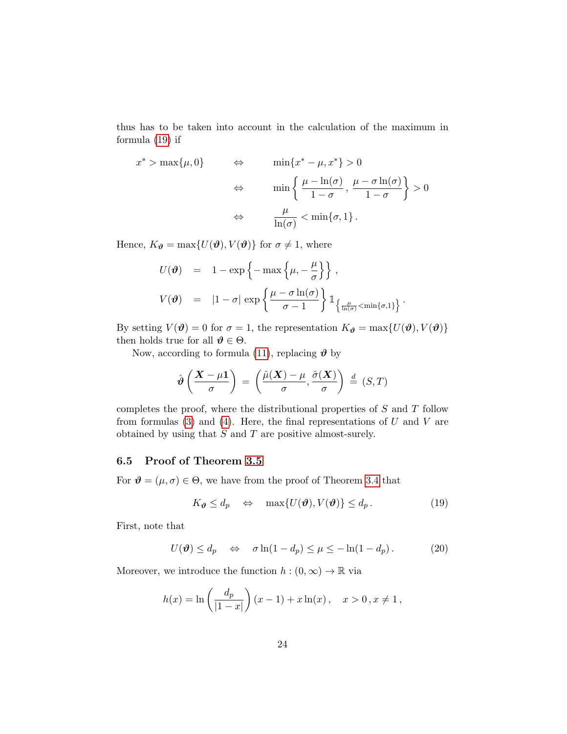thus has to be taken into account in the calculation of the maximum in formula (19) if

$$
\begin{aligned}
x^* > \max\{\mu, 0\} \qquad &\Leftrightarrow \qquad \min\{x^* - \mu, x^*\} > 0 \\
&\Leftrightarrow \qquad \min\left\{ \frac{\mu - \ln(\sigma)}{1-\sigma} \,, \frac{\mu - \sigma\ln(\sigma)}{1-\sigma} \right\} > 0 \\
&\Leftrightarrow \qquad \frac{\mu}{\ln(\sigma)} < \min\{\sigma, 1\}\,.
\end{aligned}
$$

Hence, $K_{\boldsymbol{\vartheta}} = \max\{U(\boldsymbol{\vartheta}), V(\boldsymbol{\vartheta})\}$ for $\sigma \neq 1$, where

$$
\begin{aligned}
U(\boldsymbol{\vartheta}) &= 1 - \exp\left\{ -\max\left\{ \mu, -\frac{\mu}{\sigma} \right\} \right\}, \\
V(\boldsymbol{\vartheta}) &= |1-\sigma| \, \exp\left\{ \frac{\mu - \sigma\ln(\sigma)}{\sigma - 1} \right\} \mathbb{1}_{\left\{ \frac{\mu}{\ln(\sigma)} < \min\{\sigma, 1\} \right\}}\,.
\end{aligned}
$$

By setting $V(\boldsymbol{\vartheta}) = 0$ for $\sigma = 1$, the representation $K_{\boldsymbol{\vartheta}} = \max\{U(\boldsymbol{\vartheta}), V(\boldsymbol{\vartheta})\}$ then holds true for all $\boldsymbol{\vartheta} \in \Theta$.

Now, according to formula (11), replacing $\boldsymbol{\vartheta}$ by

$$
\hat{\boldsymbol{\vartheta}}\left( \frac{\boldsymbol{X} - \mu\mathbf{1}}{\sigma} \right) = \left( \frac{\hat{\mu}(\boldsymbol{X}) - \mu}{\sigma}, \frac{\hat{\sigma}(\boldsymbol{X})}{\sigma} \right) \stackrel{d}{=} (S, T)
$$

completes the proof, where the distributional properties of $S$ and $T$ follow from formulas (3) and (4). Here, the final representations of $U$ and $V$ are obtained by using that $S$ and $T$ are positive almost-surely.

### 6.5 Proof of Theorem 3.5

For $\boldsymbol{\vartheta} = (\mu, \sigma) \in \Theta$, we have from the proof of Theorem 3.4 that

$$
K_{\boldsymbol{\vartheta}} \leq d_p \quad \Leftrightarrow \quad \max\{U(\boldsymbol{\vartheta}), V(\boldsymbol{\vartheta})\} \leq d_p\,. \tag{19}
$$

First, note that

$$
U(\boldsymbol{\vartheta}) \leq d_p \quad \Leftrightarrow \quad \sigma\ln(1-d_p) \leq \mu \leq -\ln(1-d_p)\,. \tag{20}
$$

Moreover, we introduce the function $h : (0, \infty) \to \mathbb{R}$ via

$$
h(x) = \ln\left( \frac{d_p}{|1-x|} \right)(x-1) + x\ln(x)\,, \quad x > 0\,, x \neq 1\,,
$$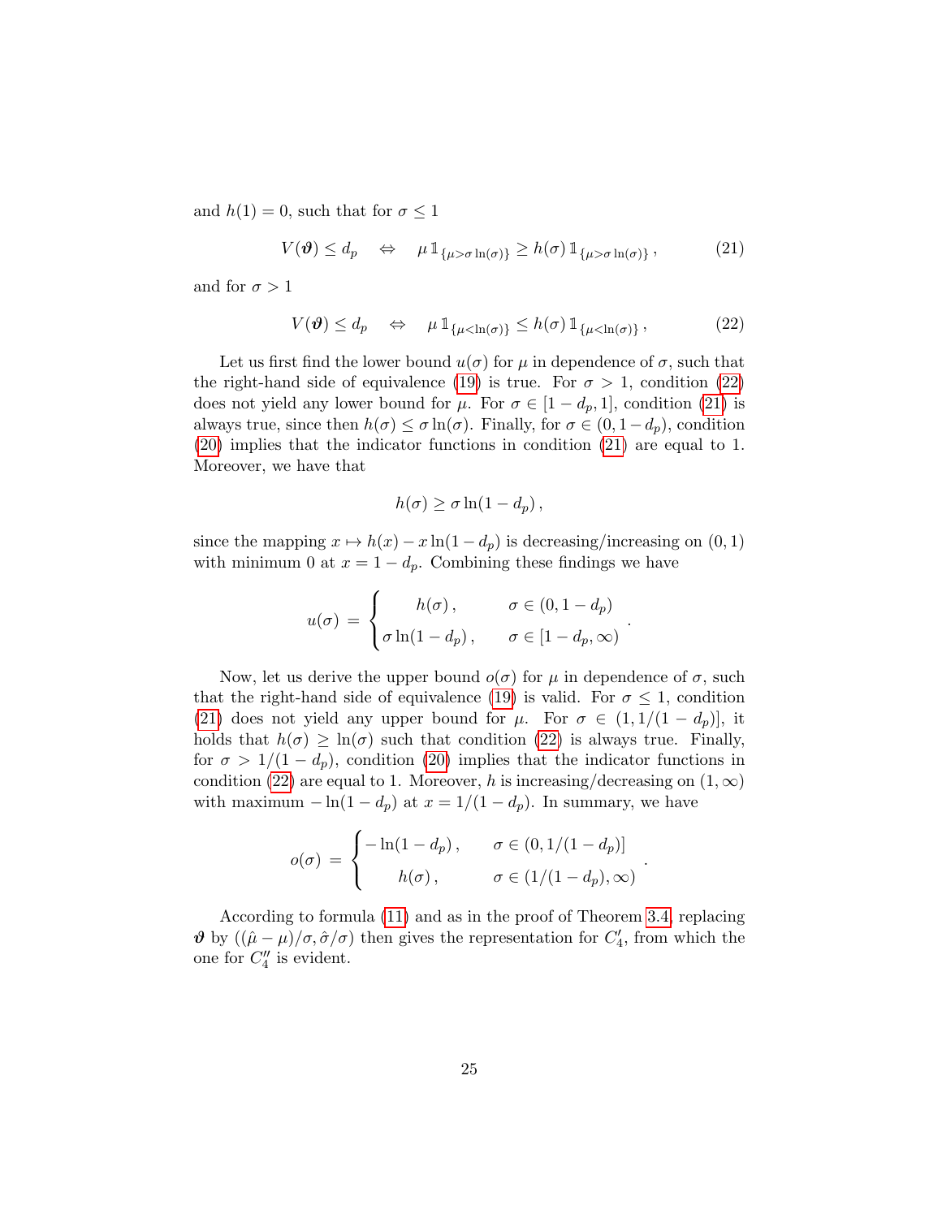and $h(1) = 0$, such that for $\sigma \leq 1$

$$V(\boldsymbol{\vartheta}) \leq d_p \quad \Leftrightarrow \quad \mu \, \mathbb{1}_{\{\mu > \sigma \ln(\sigma)\}} \geq h(\sigma) \, \mathbb{1}_{\{\mu > \sigma \ln(\sigma)\}} \,, \tag{21}$$

and for $\sigma > 1$

$$V(\boldsymbol{\vartheta}) \leq d_p \quad \Leftrightarrow \quad \mu \, \mathbb{1}_{\{\mu < \ln(\sigma)\}} \leq h(\sigma) \, \mathbb{1}_{\{\mu < \ln(\sigma)\}} \,, \tag{22}$$

Let us first find the lower bound $u(\sigma)$ for $\mu$ in dependence of $\sigma$, such that the right-hand side of equivalence (19) is true. For $\sigma > 1$, condition (22) does not yield any lower bound for $\mu$. For $\sigma \in [1 - d_p, 1]$, condition (21) is always true, since then $h(\sigma) \leq \sigma \ln(\sigma)$. Finally, for $\sigma \in (0, 1 - d_p)$, condition (20) implies that the indicator functions in condition (21) are equal to 1. Moreover, we have that

$$h(\sigma) \geq \sigma \ln(1 - d_p) \,,$$

since the mapping $x \mapsto h(x) - x \ln(1 - d_p)$ is decreasing/increasing on $(0, 1)$ with minimum 0 at $x = 1 - d_p$. Combining these findings we have

$$u(\sigma) \; = \; \begin{cases} h(\sigma) \,, & \sigma \in (0, 1 - d_p) \\ \sigma \ln(1 - d_p) \,, & \sigma \in [1 - d_p, \infty) \end{cases} .$$

Now, let us derive the upper bound $o(\sigma)$ for $\mu$ in dependence of $\sigma$, such that the right-hand side of equivalence (19) is valid. For $\sigma \leq 1$, condition (21) does not yield any upper bound for $\mu$. For $\sigma \in (1, 1/(1 - d_p)]$, it holds that $h(\sigma) \geq \ln(\sigma)$ such that condition (22) is always true. Finally, for $\sigma > 1/(1 - d_p)$, condition (20) implies that the indicator functions in condition (22) are equal to 1. Moreover, $h$ is increasing/decreasing on $(1, \infty)$ with maximum $-\ln(1 - d_p)$ at $x = 1/(1 - d_p)$. In summary, we have

$$o(\sigma) \; = \; \begin{cases} -\ln(1 - d_p) \,, & \sigma \in (0, 1/(1 - d_p)] \\ h(\sigma) \,, & \sigma \in (1/(1 - d_p), \infty) \end{cases} .$$

According to formula (11) and as in the proof of Theorem 3.4, replacing $\boldsymbol{\vartheta}$ by $((\hat{\mu} - \mu)/\sigma, \hat{\sigma}/\sigma)$ then gives the representation for $C_4'$, from which the one for $C_4''$ is evident.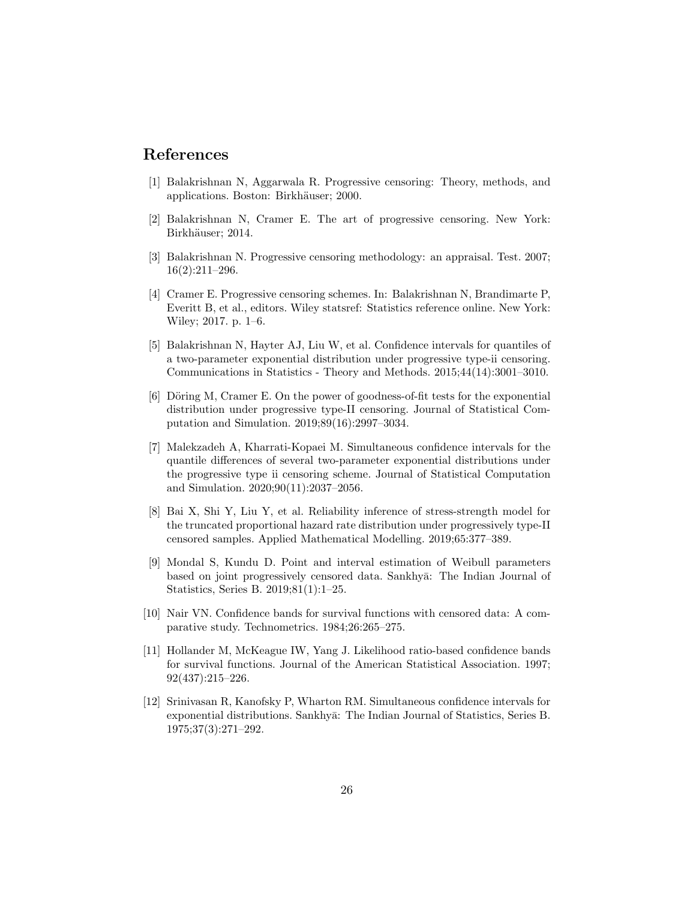## References

[1] Balakrishnan N, Aggarwala R. Progressive censoring: Theory, methods, and applications. Boston: Birkhäuser; 2000.

[2] Balakrishnan N, Cramer E. The art of progressive censoring. New York: Birkhäuser; 2014.

[3] Balakrishnan N. Progressive censoring methodology: an appraisal. Test. 2007; 16(2):211–296.

[4] Cramer E. Progressive censoring schemes. In: Balakrishnan N, Brandimarte P, Everitt B, et al., editors. Wiley statsref: Statistics reference online. New York: Wiley; 2017. p. 1–6.

[5] Balakrishnan N, Hayter AJ, Liu W, et al. Confidence intervals for quantiles of a two-parameter exponential distribution under progressive type-ii censoring. Communications in Statistics - Theory and Methods. 2015;44(14):3001–3010.

[6] Döring M, Cramer E. On the power of goodness-of-fit tests for the exponential distribution under progressive type-II censoring. Journal of Statistical Computation and Simulation. 2019;89(16):2997–3034.

[7] Malekzadeh A, Kharrati-Kopaei M. Simultaneous confidence intervals for the quantile differences of several two-parameter exponential distributions under the progressive type ii censoring scheme. Journal of Statistical Computation and Simulation. 2020;90(11):2037–2056.

[8] Bai X, Shi Y, Liu Y, et al. Reliability inference of stress-strength model for the truncated proportional hazard rate distribution under progressively type-II censored samples. Applied Mathematical Modelling. 2019;65:377–389.

[9] Mondal S, Kundu D. Point and interval estimation of Weibull parameters based on joint progressively censored data. Sankhyā: The Indian Journal of Statistics, Series B. 2019;81(1):1–25.

[10] Nair VN. Confidence bands for survival functions with censored data: A comparative study. Technometrics. 1984;26:265–275.

[11] Hollander M, McKeague IW, Yang J. Likelihood ratio-based confidence bands for survival functions. Journal of the American Statistical Association. 1997; 92(437):215–226.

[12] Srinivasan R, Kanofsky P, Wharton RM. Simultaneous confidence intervals for exponential distributions. Sankhyā: The Indian Journal of Statistics, Series B. 1975;37(3):271–292.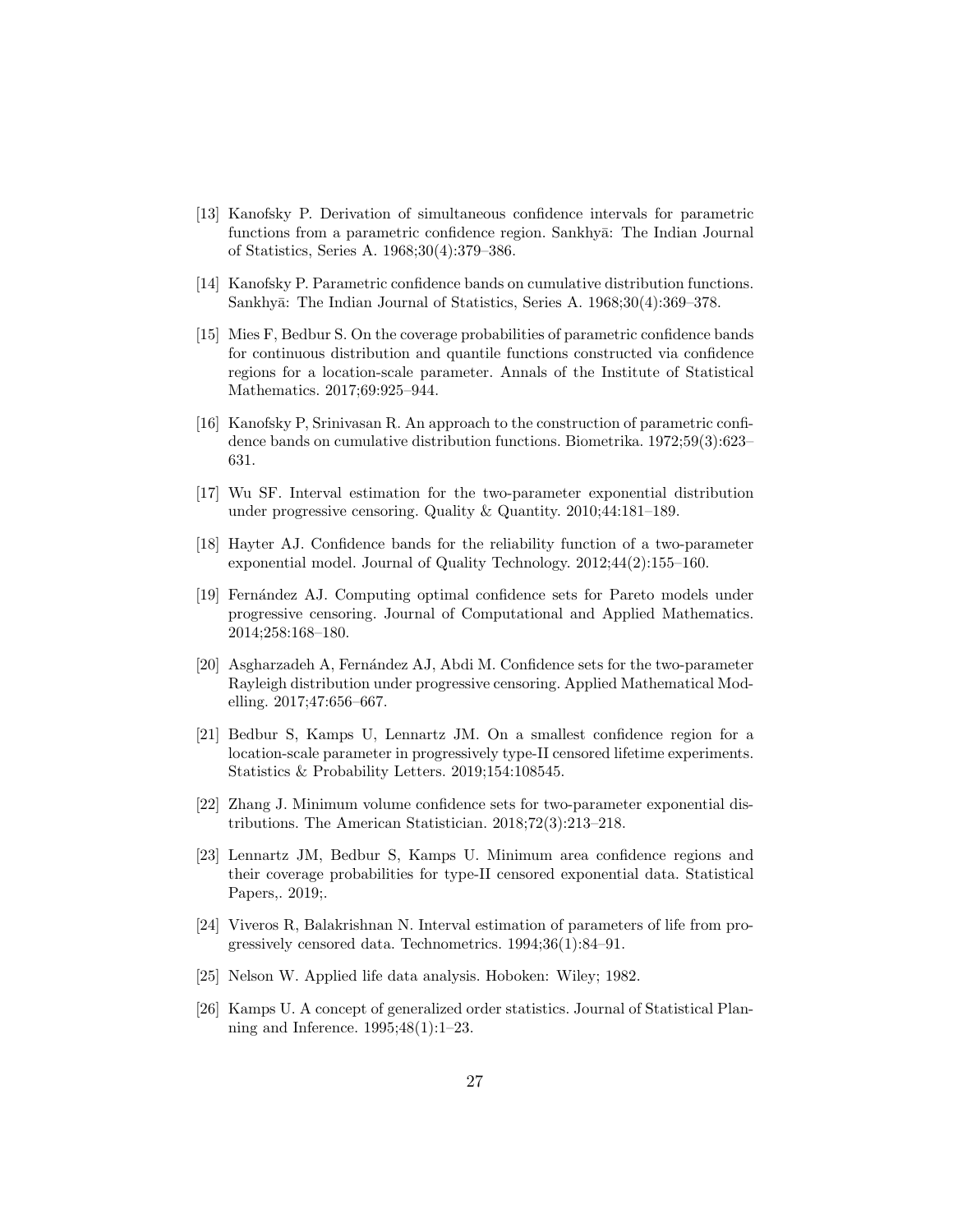[13] Kanofsky P. Derivation of simultaneous confidence intervals for parametric functions from a parametric confidence region. Sankhyā: The Indian Journal of Statistics, Series A. 1968;30(4):379–386.

[14] Kanofsky P. Parametric confidence bands on cumulative distribution functions. Sankhyā: The Indian Journal of Statistics, Series A. 1968;30(4):369–378.

[15] Mies F, Bedbur S. On the coverage probabilities of parametric confidence bands for continuous distribution and quantile functions constructed via confidence regions for a location-scale parameter. Annals of the Institute of Statistical Mathematics. 2017;69:925–944.

[16] Kanofsky P, Srinivasan R. An approach to the construction of parametric confidence bands on cumulative distribution functions. Biometrika. 1972;59(3):623–631.

[17] Wu SF. Interval estimation for the two-parameter exponential distribution under progressive censoring. Quality & Quantity. 2010;44:181–189.

[18] Hayter AJ. Confidence bands for the reliability function of a two-parameter exponential model. Journal of Quality Technology. 2012;44(2):155–160.

[19] Fernández AJ. Computing optimal confidence sets for Pareto models under progressive censoring. Journal of Computational and Applied Mathematics. 2014;258:168–180.

[20] Asgharzadeh A, Fernández AJ, Abdi M. Confidence sets for the two-parameter Rayleigh distribution under progressive censoring. Applied Mathematical Modelling. 2017;47:656–667.

[21] Bedbur S, Kamps U, Lennartz JM. On a smallest confidence region for a location-scale parameter in progressively type-II censored lifetime experiments. Statistics & Probability Letters. 2019;154:108545.

[22] Zhang J. Minimum volume confidence sets for two-parameter exponential distributions. The American Statistician. 2018;72(3):213–218.

[23] Lennartz JM, Bedbur S, Kamps U. Minimum area confidence regions and their coverage probabilities for type-II censored exponential data. Statistical Papers,. 2019;.

[24] Viveros R, Balakrishnan N. Interval estimation of parameters of life from progressively censored data. Technometrics. 1994;36(1):84–91.

[25] Nelson W. Applied life data analysis. Hoboken: Wiley; 1982.

[26] Kamps U. A concept of generalized order statistics. Journal of Statistical Planning and Inference. 1995;48(1):1–23.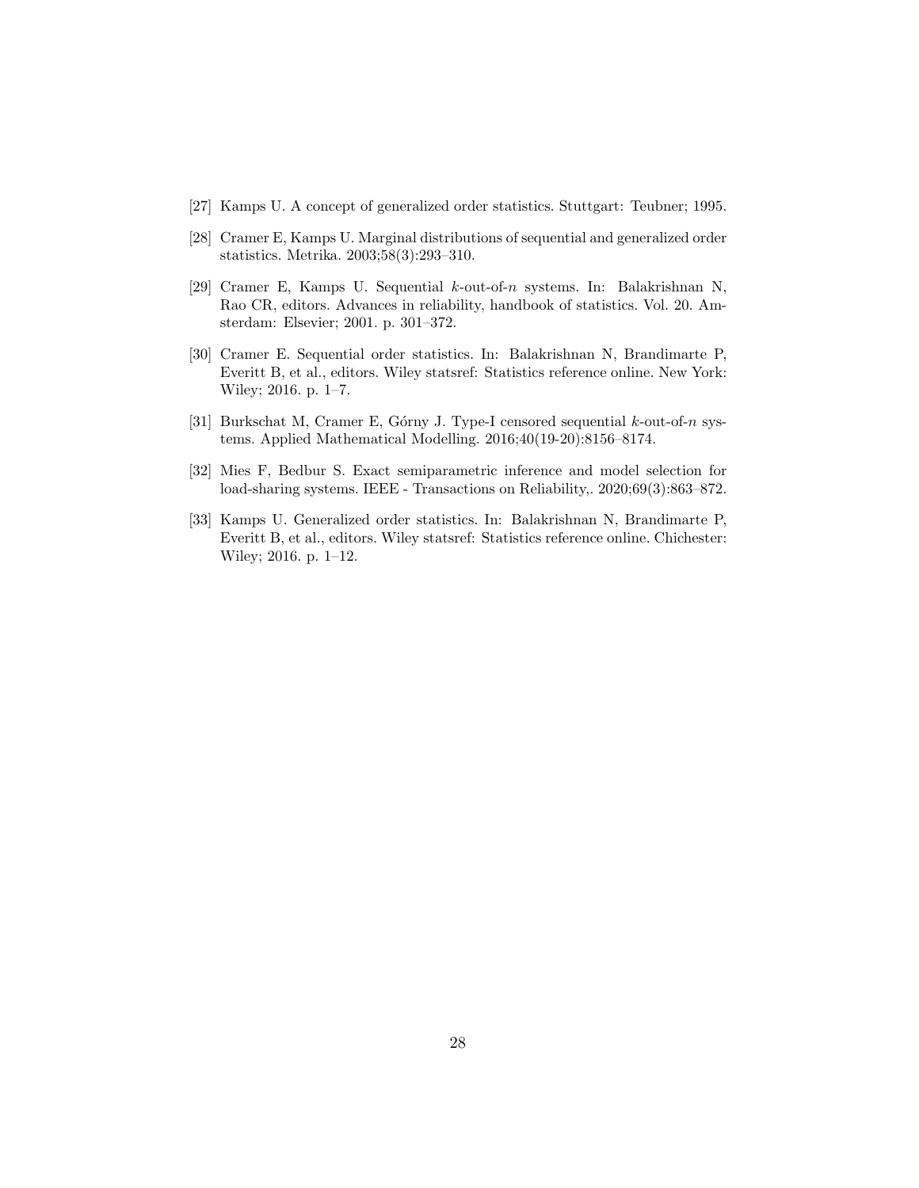[27] Kamps U. A concept of generalized order statistics. Stuttgart: Teubner; 1995.

[28] Cramer E, Kamps U. Marginal distributions of sequential and generalized order statistics. Metrika. 2003;58(3):293–310.

[29] Cramer E, Kamps U. Sequential $k$-out-of-$n$ systems. In: Balakrishnan N, Rao CR, editors. Advances in reliability, handbook of statistics. Vol. 20. Amsterdam: Elsevier; 2001. p. 301–372.

[30] Cramer E. Sequential order statistics. In: Balakrishnan N, Brandimarte P, Everitt B, et al., editors. Wiley statsref: Statistics reference online. New York: Wiley; 2016. p. 1–7.

[31] Burkschat M, Cramer E, Górny J. Type-I censored sequential $k$-out-of-$n$ systems. Applied Mathematical Modelling. 2016;40(19-20):8156–8174.

[32] Mies F, Bedbur S. Exact semiparametric inference and model selection for load-sharing systems. IEEE - Transactions on Reliability,. 2020;69(3):863–872.

[33] Kamps U. Generalized order statistics. In: Balakrishnan N, Brandimarte P, Everitt B, et al., editors. Wiley statsref: Statistics reference online. Chichester: Wiley; 2016. p. 1–12.